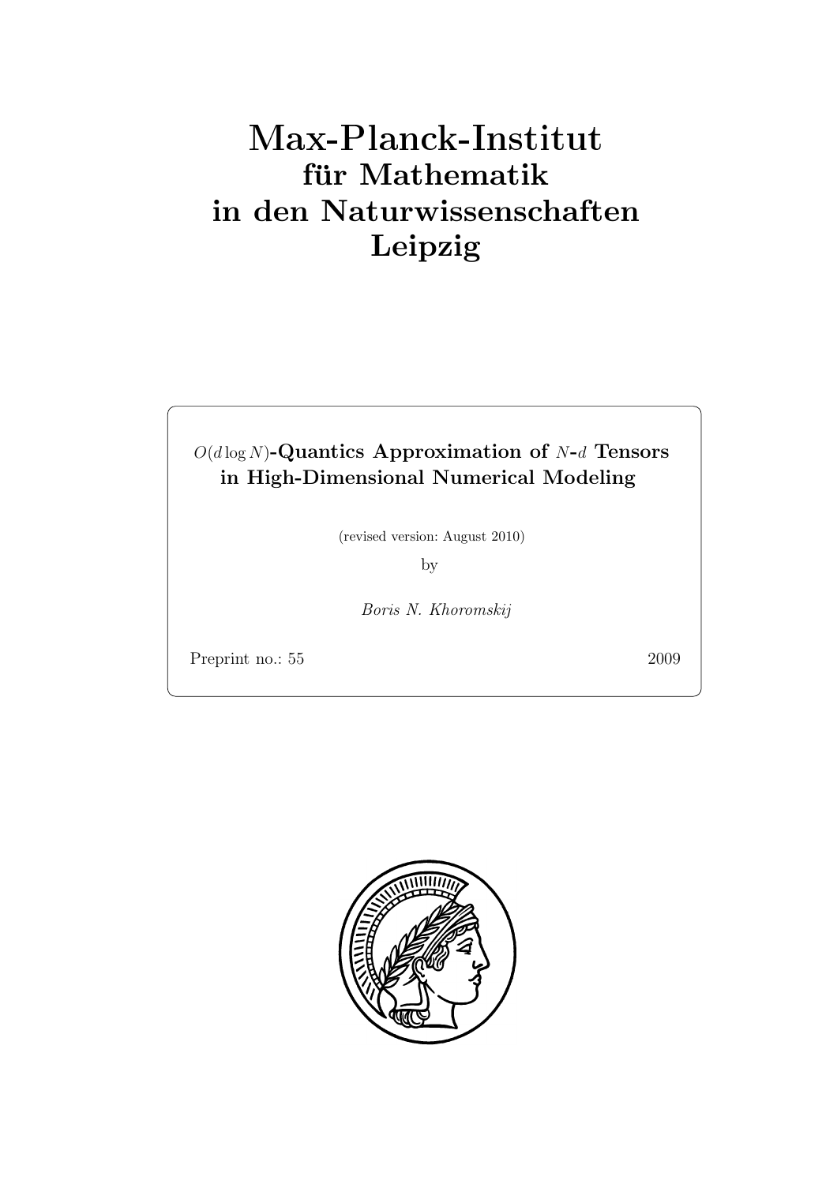# Max-Planck-Institut
## für Mathematik
## in den Naturwissenschaften
## Leipzig

**$O(d \log N)$-Quantics Approximation of $N$-$d$ Tensors in High-Dimensional Numerical Modeling**

(revised version: August 2010)

by

*Boris N. Khoromskij*

Preprint no.: 55 2009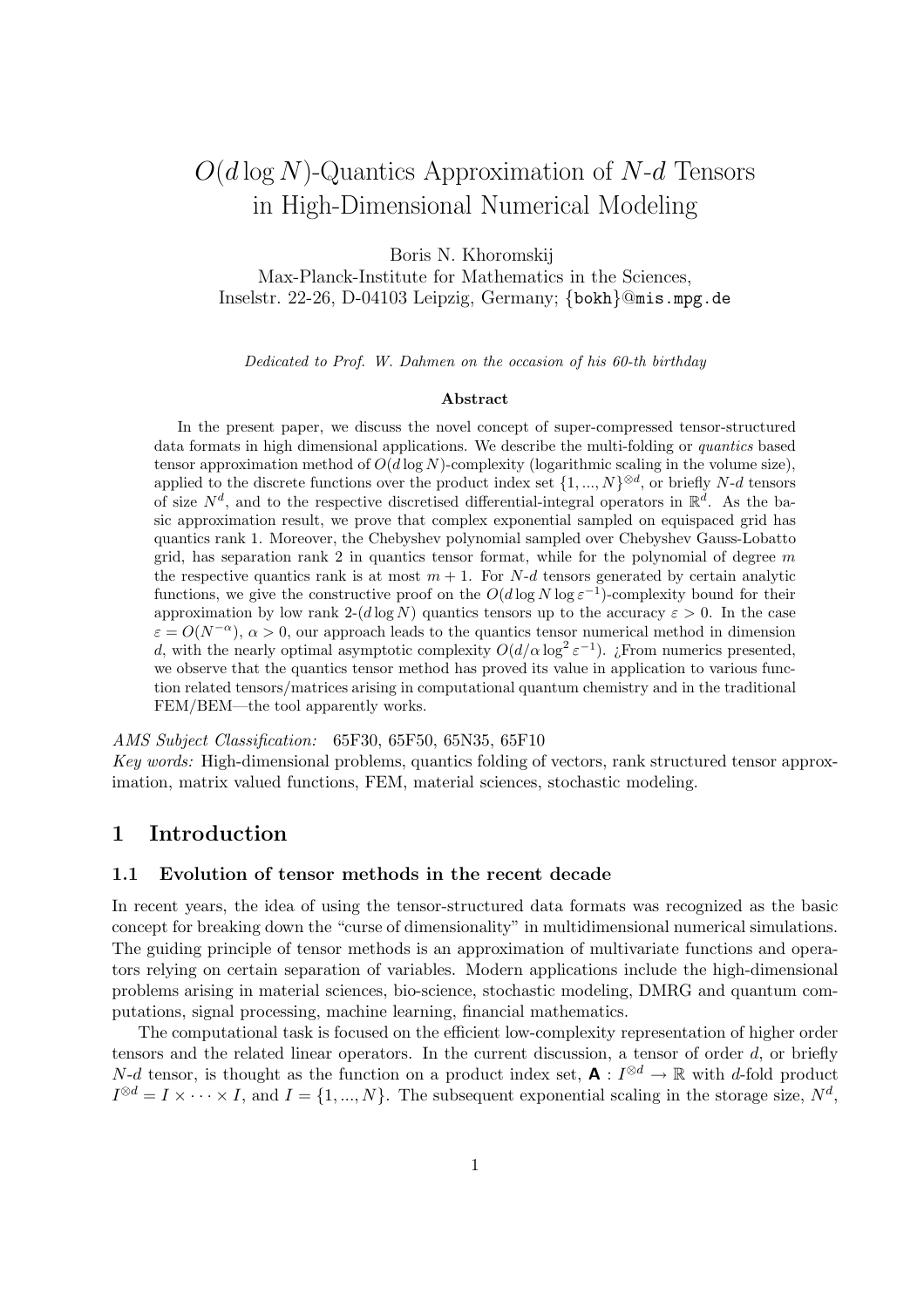# $O(d \log N)$-Quantics Approximation of $N$-$d$ Tensors in High-Dimensional Numerical Modeling

Boris N. Khoromskij
Max-Planck-Institute for Mathematics in the Sciences,
Inselstr. 22-26, D-04103 Leipzig, Germany; {bokh}@mis.mpg.de

*Dedicated to Prof. W. Dahmen on the occasion of his 60-th birthday*

**Abstract**

In the present paper, we discuss the novel concept of super-compressed tensor-structured data formats in high dimensional applications. We describe the multi-folding or *quantics* based tensor approximation method of $O(d \log N)$-complexity (logarithmic scaling in the volume size), applied to the discrete functions over the product index set $\{1, ..., N\}^{\otimes d}$, or briefly $N$-$d$ tensors of size $N^d$, and to the respective discretised differential-integral operators in $\mathbb{R}^d$. As the basic approximation result, we prove that complex exponential sampled on equispaced grid has quantics rank 1. Moreover, the Chebyshev polynomial sampled over Chebyshev Gauss-Lobatto grid, has separation rank 2 in quantics tensor format, while for the polynomial of degree $m$ the respective quantics rank is at most $m+1$. For $N$-$d$ tensors generated by certain analytic functions, we give the constructive proof on the $O(d \log N \log \varepsilon^{-1})$-complexity bound for their approximation by low rank 2-$(d \log N)$ quantics tensors up to the accuracy $\varepsilon > 0$. In the case $\varepsilon = O(N^{-\alpha})$, $\alpha > 0$, our approach leads to the quantics tensor numerical method in dimension $d$, with the nearly optimal asymptotic complexity $O(d/\alpha \log^2 \varepsilon^{-1})$. ¿From numerics presented, we observe that the quantics tensor method has proved its value in application to various function related tensors/matrices arising in computational quantum chemistry and in the traditional FEM/BEM—the tool apparently works.

*AMS Subject Classification:* 65F30, 65F50, 65N35, 65F10
*Key words:* High-dimensional problems, quantics folding of vectors, rank structured tensor approximation, matrix valued functions, FEM, material sciences, stochastic modeling.

## 1 Introduction

### 1.1 Evolution of tensor methods in the recent decade

In recent years, the idea of using the tensor-structured data formats was recognized as the basic concept for breaking down the "curse of dimensionality" in multidimensional numerical simulations. The guiding principle of tensor methods is an approximation of multivariate functions and operators relying on certain separation of variables. Modern applications include the high-dimensional problems arising in material sciences, bio-science, stochastic modeling, DMRG and quantum computations, signal processing, machine learning, financial mathematics.

The computational task is focused on the efficient low-complexity representation of higher order tensors and the related linear operators. In the current discussion, a tensor of order $d$, or briefly $N$-$d$ tensor, is thought as the function on a product index set, $\mathbf{A} : I^{\otimes d} \to \mathbb{R}$ with $d$-fold product $I^{\otimes d} = I \times \cdots \times I$, and $I = \{1, ..., N\}$. The subsequent exponential scaling in the storage size, $N^d$,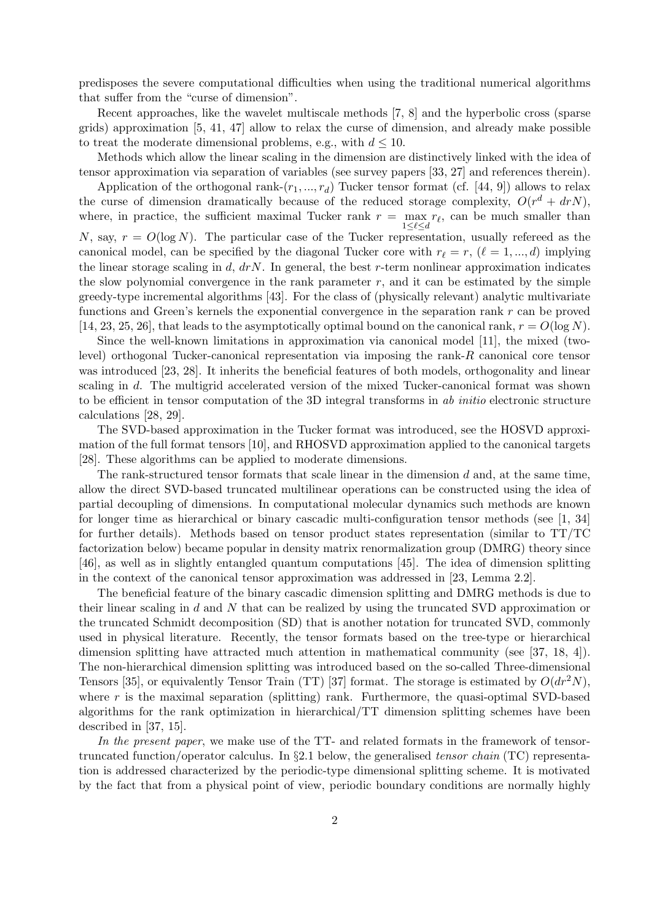predisposes the severe computational difficulties when using the traditional numerical algorithms that suffer from the "curse of dimension".

Recent approaches, like the wavelet multiscale methods [7, 8] and the hyperbolic cross (sparse grids) approximation [5, 41, 47] allow to relax the curse of dimension, and already make possible to treat the moderate dimensional problems, e.g., with $d \leq 10$.

Methods which allow the linear scaling in the dimension are distinctively linked with the idea of tensor approximation via separation of variables (see survey papers [33, 27] and references therein).

Application of the orthogonal rank-$(r_1, ..., r_d)$ Tucker tensor format (cf. [44, 9]) allows to relax the curse of dimension dramatically because of the reduced storage complexity, $O(r^d + drN)$, where, in practice, the sufficient maximal Tucker rank $r = \max_{1 \leq \ell \leq d} r_\ell$, can be much smaller than $N$, say, $r = O(\log N)$. The particular case of the Tucker representation, usually refereed as the canonical model, can be specified by the diagonal Tucker core with $r_\ell = r$, $(\ell = 1, ..., d)$ implying the linear storage scaling in $d$, $drN$. In general, the best $r$-term nonlinear approximation indicates the slow polynomial convergence in the rank parameter $r$, and it can be estimated by the simple greedy-type incremental algorithms [43]. For the class of (physically relevant) analytic multivariate functions and Green's kernels the exponential convergence in the separation rank $r$ can be proved [14, 23, 25, 26], that leads to the asymptotically optimal bound on the canonical rank, $r = O(\log N)$.

Since the well-known limitations in approximation via canonical model [11], the mixed (two-level) orthogonal Tucker-canonical representation via imposing the rank-$R$ canonical core tensor was introduced [23, 28]. It inherits the beneficial features of both models, orthogonality and linear scaling in $d$. The multigrid accelerated version of the mixed Tucker-canonical format was shown to be efficient in tensor computation of the 3D integral transforms in *ab initio* electronic structure calculations [28, 29].

The SVD-based approximation in the Tucker format was introduced, see the HOSVD approximation of the full format tensors [10], and RHOSVD approximation applied to the canonical targets [28]. These algorithms can be applied to moderate dimensions.

The rank-structured tensor formats that scale linear in the dimension $d$ and, at the same time, allow the direct SVD-based truncated multilinear operations can be constructed using the idea of partial decoupling of dimensions. In computational molecular dynamics such methods are known for longer time as hierarchical or binary cascadic multi-configuration tensor methods (see [1, 34] for further details). Methods based on tensor product states representation (similar to TT/TC factorization below) became popular in density matrix renormalization group (DMRG) theory since [46], as well as in slightly entangled quantum computations [45]. The idea of dimension splitting in the context of the canonical tensor approximation was addressed in [23, Lemma 2.2].

The beneficial feature of the binary cascadic dimension splitting and DMRG methods is due to their linear scaling in $d$ and $N$ that can be realized by using the truncated SVD approximation or the truncated Schmidt decomposition (SD) that is another notation for truncated SVD, commonly used in physical literature. Recently, the tensor formats based on the tree-type or hierarchical dimension splitting have attracted much attention in mathematical community (see [37, 18, 4]). The non-hierarchical dimension splitting was introduced based on the so-called Three-dimensional Tensors [35], or equivalently Tensor Train (TT) [37] format. The storage is estimated by $O(dr^2N)$, where $r$ is the maximal separation (splitting) rank. Furthermore, the quasi-optimal SVD-based algorithms for the rank optimization in hierarchical/TT dimension splitting schemes have been described in [37, 15].

*In the present paper*, we make use of the TT- and related formats in the framework of tensor-truncated function/operator calculus. In §2.1 below, the generalised *tensor chain* (TC) representation is addressed characterized by the periodic-type dimensional splitting scheme. It is motivated by the fact that from a physical point of view, periodic boundary conditions are normally highly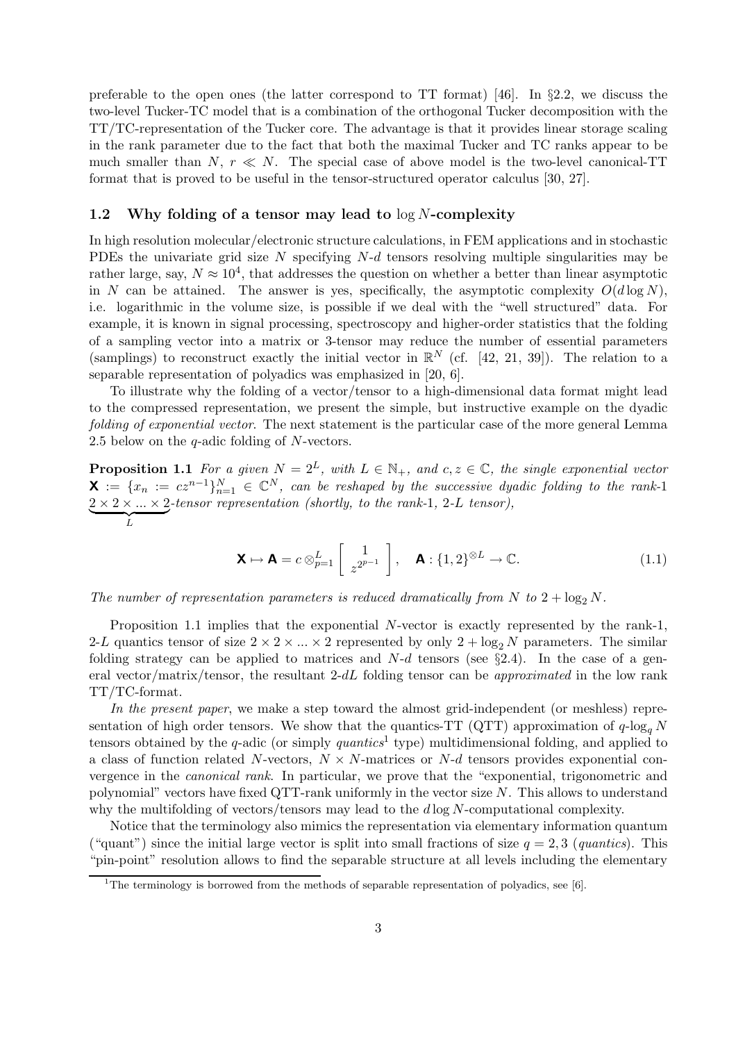preferable to the open ones (the latter correspond to TT format) [46]. In §2.2, we discuss the two-level Tucker-TC model that is a combination of the orthogonal Tucker decomposition with the TT/TC-representation of the Tucker core. The advantage is that it provides linear storage scaling in the rank parameter due to the fact that both the maximal Tucker and TC ranks appear to be much smaller than $N$, $r \ll N$. The special case of above model is the two-level canonical-TT format that is proved to be useful in the tensor-structured operator calculus [30, 27].

### 1.2 Why folding of a tensor may lead to $\log N$-complexity

In high resolution molecular/electronic structure calculations, in FEM applications and in stochastic PDEs the univariate grid size $N$ specifying $N$-$d$ tensors resolving multiple singularities may be rather large, say, $N \approx 10^4$, that addresses the question on whether a better than linear asymptotic in $N$ can be attained. The answer is yes, specifically, the asymptotic complexity $O(d \log N)$, i.e. logarithmic in the volume size, is possible if we deal with the "well structured" data. For example, it is known in signal processing, spectroscopy and higher-order statistics that the folding of a sampling vector into a matrix or 3-tensor may reduce the number of essential parameters (samplings) to reconstruct exactly the initial vector in $\mathbb{R}^N$ (cf. [42, 21, 39]). The relation to a separable representation of polyadics was emphasized in [20, 6].

To illustrate why the folding of a vector/tensor to a high-dimensional data format might lead to the compressed representation, we present the simple, but instructive example on the dyadic *folding of exponential vector*. The next statement is the particular case of the more general Lemma 2.5 below on the $q$-adic folding of $N$-vectors.

**Proposition 1.1** *For a given $N = 2^L$, with $L \in \mathbb{N}_+$, and $c, z \in \mathbb{C}$, the single exponential vector $\mathbf{X} := \{x_n := cz^{n-1}\}_{n=1}^N \in \mathbb{C}^N$, can be reshaped by the successive dyadic folding to the rank-1 $\underbrace{2 \times 2 \times ... \times 2}_{L}$-tensor representation (shortly, to the rank-1, 2-$L$ tensor),*

$$\mathbf{X} \mapsto \mathbf{A} = c \otimes_{p=1}^{L} \begin{bmatrix} 1 \\ z^{2^{p-1}} \end{bmatrix}, \quad \mathbf{A} : \{1, 2\}^{\otimes L} \to \mathbb{C}. \tag{1.1}$$

*The number of representation parameters is reduced dramatically from $N$ to $2 + \log_2 N$.*

Proposition 1.1 implies that the exponential $N$-vector is exactly represented by the rank-1, 2-$L$ quantics tensor of size $2 \times 2 \times ... \times 2$ represented by only $2 + \log_2 N$ parameters. The similar folding strategy can be applied to matrices and $N$-$d$ tensors (see §2.4). In the case of a general vector/matrix/tensor, the resultant 2-$dL$ folding tensor can be *approximated* in the low rank TT/TC-format.

*In the present paper*, we make a step toward the almost grid-independent (or meshless) representation of high order tensors. We show that the quantics-TT (QTT) approximation of $q$-$\log_q N$ tensors obtained by the $q$-adic (or simply *quantics*[1] type) multidimensional folding, and applied to a class of function related $N$-vectors, $N \times N$-matrices or $N$-$d$ tensors provides exponential convergence in the *canonical rank*. In particular, we prove that the "exponential, trigonometric and polynomial" vectors have fixed QTT-rank uniformly in the vector size $N$. This allows to understand why the multifolding of vectors/tensors may lead to the $d \log N$-computational complexity.

Notice that the terminology also mimics the representation via elementary information quantum ("quant") since the initial large vector is split into small fractions of size $q = 2, 3$ (*quantics*). This "pin-point" resolution allows to find the separable structure at all levels including the elementary

[1] The terminology is borrowed from the methods of separable representation of polyadics, see [6].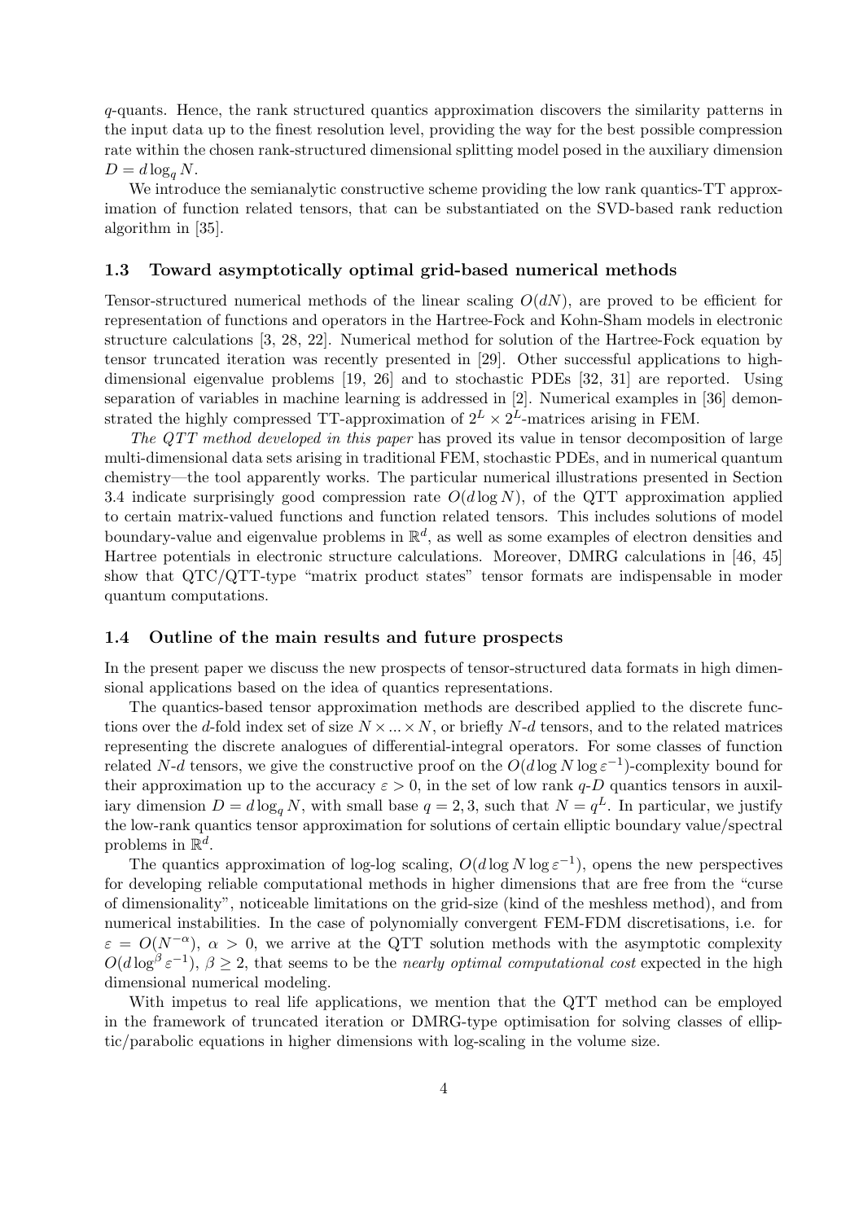$q$-quants. Hence, the rank structured quantics approximation discovers the similarity patterns in the input data up to the finest resolution level, providing the way for the best possible compression rate within the chosen rank-structured dimensional splitting model posed in the auxiliary dimension $D = d \log_q N$.

We introduce the semianalytic constructive scheme providing the low rank quantics-TT approximation of function related tensors, that can be substantiated on the SVD-based rank reduction algorithm in [35].

### 1.3 Toward asymptotically optimal grid-based numerical methods

Tensor-structured numerical methods of the linear scaling $O(dN)$, are proved to be efficient for representation of functions and operators in the Hartree-Fock and Kohn-Sham models in electronic structure calculations [3, 28, 22]. Numerical method for solution of the Hartree-Fock equation by tensor truncated iteration was recently presented in [29]. Other successful applications to high-dimensional eigenvalue problems [19, 26] and to stochastic PDEs [32, 31] are reported. Using separation of variables in machine learning is addressed in [2]. Numerical examples in [36] demonstrated the highly compressed TT-approximation of $2^L \times 2^L$-matrices arising in FEM.

*The QTT method developed in this paper* has proved its value in tensor decomposition of large multi-dimensional data sets arising in traditional FEM, stochastic PDEs, and in numerical quantum chemistry—the tool apparently works. The particular numerical illustrations presented in Section 3.4 indicate surprisingly good compression rate $O(d \log N)$, of the QTT approximation applied to certain matrix-valued functions and function related tensors. This includes solutions of model boundary-value and eigenvalue problems in $\mathbb{R}^d$, as well as some examples of electron densities and Hartree potentials in electronic structure calculations. Moreover, DMRG calculations in [46, 45] show that QTC/QTT-type "matrix product states" tensor formats are indispensable in moder quantum computations.

### 1.4 Outline of the main results and future prospects

In the present paper we discuss the new prospects of tensor-structured data formats in high dimensional applications based on the idea of quantics representations.

The quantics-based tensor approximation methods are described applied to the discrete functions over the $d$-fold index set of size $N \times ... \times N$, or briefly $N$-$d$ tensors, and to the related matrices representing the discrete analogues of differential-integral operators. For some classes of function related $N$-$d$ tensors, we give the constructive proof on the $O(d \log N \log \varepsilon^{-1})$-complexity bound for their approximation up to the accuracy $\varepsilon > 0$, in the set of low rank $q$-$D$ quantics tensors in auxiliary dimension $D = d \log_q N$, with small base $q = 2, 3$, such that $N = q^L$. In particular, we justify the low-rank quantics tensor approximation for solutions of certain elliptic boundary value/spectral problems in $\mathbb{R}^d$.

The quantics approximation of log-log scaling, $O(d \log N \log \varepsilon^{-1})$, opens the new perspectives for developing reliable computational methods in higher dimensions that are free from the "curse of dimensionality", noticeable limitations on the grid-size (kind of the meshless method), and from numerical instabilities. In the case of polynomially convergent FEM-FDM discretisations, i.e. for $\varepsilon = O(N^{-\alpha})$, $\alpha > 0$, we arrive at the QTT solution methods with the asymptotic complexity $O(d \log^\beta \varepsilon^{-1})$, $\beta \geq 2$, that seems to be the *nearly optimal computational cost* expected in the high dimensional numerical modeling.

With impetus to real life applications, we mention that the QTT method can be employed in the framework of truncated iteration or DMRG-type optimisation for solving classes of elliptic/parabolic equations in higher dimensions with log-scaling in the volume size.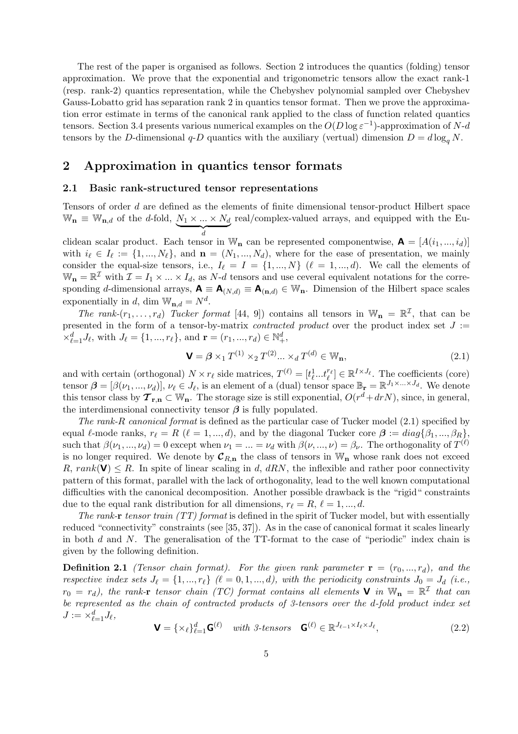The rest of the paper is organised as follows. Section 2 introduces the quantics (folding) tensor approximation. We prove that the exponential and trigonometric tensors allow the exact rank-1 (resp. rank-2) quantics representation, while the Chebyshev polynomial sampled over Chebyshev Gauss-Lobatto grid has separation rank 2 in quantics tensor format. Then we prove the approximation error estimate in terms of the canonical rank applied to the class of function related quantics tensors. Section 3.4 presents various numerical examples on the $O(D \log \varepsilon^{-1})$-approximation of $N$-$d$ tensors by the $D$-dimensional $q$-$D$ quantics with the auxiliary (vertual) dimension $D = d \log_q N$.

## 2 Approximation in quantics tensor formats

### 2.1 Basic rank-structured tensor representations

Tensors of order $d$ are defined as the elements of finite dimensional tensor-product Hilbert space $\mathbb{W}_{\mathbf{n}} \equiv \mathbb{W}_{\mathbf{n},d}$ of the $d$-fold, $\underbrace{N_1 \times ... \times N_d}_{d}$ real/complex-valued arrays, and equipped with the Euclidean scalar product. Each tensor in $\mathbb{W}_{\mathbf{n}}$ can be represented componentwise, $\mathbf{A} = [A(i_1, ..., i_d)]$ with $i_\ell \in I_\ell := \{1, ..., N_\ell\}$, and $\mathbf{n} = (N_1, ..., N_d)$, where for the ease of presentation, we mainly consider the equal-size tensors, i.e., $I_\ell = I = \{1, ..., N\}$ $(\ell = 1, ..., d)$. We call the elements of $\mathbb{W}_{\mathbf{n}} = \mathbb{R}^{\mathcal{I}}$ with $\mathcal{I} = I_1 \times ... \times I_d$, as $N$-$d$ tensors and use ceveral equivalent notations for the corresponding $d$-dimensional arrays, $\mathbf{A} \equiv \mathbf{A}_{(N,d)} \equiv \mathbf{A}_{(\mathbf{n},d)} \in \mathbb{W}_{\mathbf{n}}$. Dimension of the Hilbert space scales exponentially in $d$, $\dim \mathbb{W}_{\mathbf{n},d} = N^d$.

*The rank-$(r_1, \ldots, r_d)$ Tucker format* [44, 9]) contains all tensors in $\mathbb{W}_{\mathbf{n}} = \mathbb{R}^{\mathcal{I}}$, that can be presented in the form of a tensor-by-matrix *contracted product* over the product index set $J := \times_{\ell=1}^{d} J_\ell$, with $J_\ell = \{1, ..., r_\ell\}$, and $\mathbf{r} = (r_1, ..., r_d) \in \mathbb{N}_+^d$,

$$\mathbf{V} = \boldsymbol{\beta} \times_1 T^{(1)} \times_2 T^{(2)} ... \times_d T^{(d)} \in \mathbb{W}_{\mathbf{n}}, \tag{2.1}$$

and with certain (orthogonal) $N \times r_\ell$ side matrices, $T^{(\ell)} = [t_\ell^1 ... t_\ell^{r_\ell}] \in \mathbb{R}^{I \times J_\ell}$. The coefficients (core) tensor $\boldsymbol{\beta} = [\beta(\nu_1, ..., \nu_d)]$, $\nu_\ell \in J_\ell$, is an element of a (dual) tensor space $\mathbb{B}_{\mathbf{r}} = \mathbb{R}^{J_1 \times ... \times J_d}$. We denote this tensor class by $\boldsymbol{\mathcal{T}}_{\mathbf{r},\mathbf{n}} \subset \mathbb{W}_{\mathbf{n}}$. The storage size is still exponential, $O(r^d + drN)$, since, in general, the interdimensional connectivity tensor $\boldsymbol{\beta}$ is fully populated.

*The rank-$R$ canonical format* is defined as the particular case of Tucker model (2.1) specified by equal $\ell$-mode ranks, $r_\ell = R$ $(\ell = 1, ..., d)$, and by the diagonal Tucker core $\boldsymbol{\beta} := diag\{\beta_1, ..., \beta_R\}$, such that $\beta(\nu_1, ..., \nu_d) = 0$ except when $\nu_1 = ... = \nu_d$ with $\beta(\nu, ..., \nu) = \beta_\nu$. The orthogonality of $T^{(\ell)}$ is no longer required. We denote by $\boldsymbol{\mathcal{C}}_{R,\mathbf{n}}$ the class of tensors in $\mathbb{W}_{\mathbf{n}}$ whose rank does not exceed $R$, $rank(\mathbf{V}) \leq R$. In spite of linear scaling in $d$, $dRN$, the inflexible and rather poor connectivity pattern of this format, parallel with the lack of orthogonality, lead to the well known computational difficulties with the canonical decomposition. Another possible drawback is the "rigid" constraints due to the equal rank distribution for all dimensions, $r_\ell = R$, $\ell = 1, ..., d$.

*The rank-$\mathbf{r}$ tensor train (TT) format* is defined in the spirit of Tucker model, but with essentially reduced "connectivity" constraints (see [35, 37]). As in the case of canonical format it scales linearly in both $d$ and $N$. The generalisation of the TT-format to the case of "periodic" index chain is given by the following definition.

**Definition 2.1** *(Tensor chain format). For the given rank parameter $\mathbf{r} = (r_0, ..., r_d)$, and the respective index sets $J_\ell = \{1, ..., r_\ell\}$ $(\ell = 0, 1, ..., d)$, with the periodicity constraints $J_0 = J_d$ (i.e., $r_0 = r_d$), the rank-$\mathbf{r}$ tensor chain (TC) format contains all elements $\mathbf{V}$ in $\mathbb{W}_{\mathbf{n}} = \mathbb{R}^{\mathcal{I}}$ that can be represented as the chain of contracted products of 3-tensors over the $d$-fold product index set $J := \times_{\ell=1}^{d} J_\ell$,*

$$\mathbf{V} = \{\times_\ell\}_{\ell=1}^{d} \mathbf{G}^{(\ell)} \quad \text{with 3-tensors} \quad \mathbf{G}^{(\ell)} \in \mathbb{R}^{J_{\ell-1} \times I_\ell \times J_\ell}, \tag{2.2}$$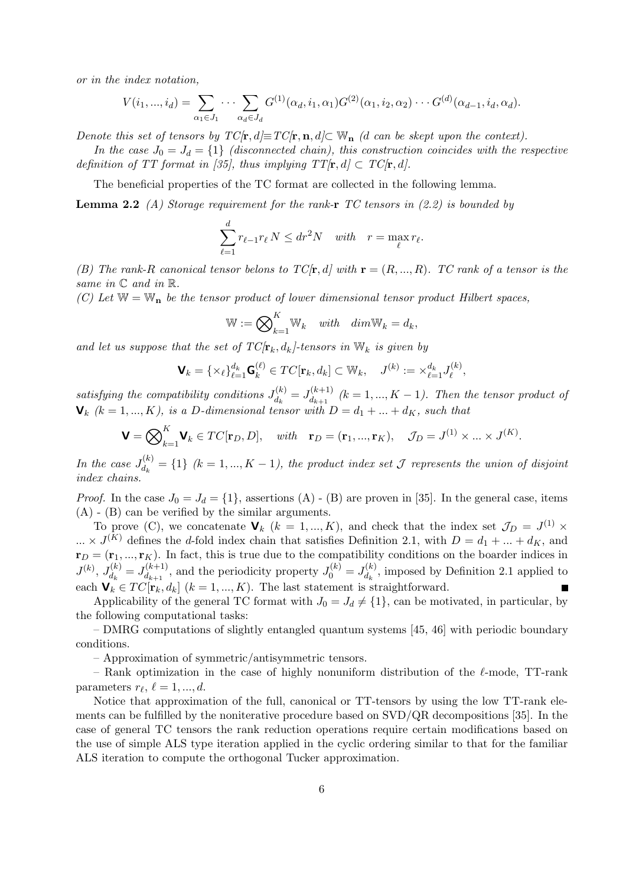*or in the index notation,*

$$V(i_1,...,i_d) = \sum_{\alpha_1 \in J_1} \cdots \sum_{\alpha_d \in J_d} G^{(1)}(\alpha_d, i_1, \alpha_1) G^{(2)}(\alpha_1, i_2, \alpha_2) \cdots G^{(d)}(\alpha_{d-1}, i_d, \alpha_d).$$

*Denote this set of tensors by $TC[\mathbf{r}, d] \equiv TC[\mathbf{r}, \mathbf{n}, d] \subset \mathbb{W}_{\mathbf{n}}$ (d can be skept upon the context).*

*In the case $J_0 = J_d = \{1\}$ (disconnected chain), this construction coincides with the respective definition of TT format in [35], thus implying $TT[\mathbf{r}, d] \subset TC[\mathbf{r}, d]$.*

The beneficial properties of the TC format are collected in the following lemma.

**Lemma 2.2** *(A) Storage requirement for the rank-$\mathbf{r}$ TC tensors in (2.2) is bounded by*

$$\sum_{\ell=1}^{d} r_{\ell-1} r_\ell N \leq d r^2 N \quad \textit{with} \quad r = \max_\ell r_\ell.$$

*(B) The rank-R canonical tensor belons to $TC[\mathbf{r}, d]$ with $\mathbf{r} = (R, ..., R)$. TC rank of a tensor is the same in $\mathbb{C}$ and in $\mathbb{R}$.*

*(C) Let $\mathbb{W} = \mathbb{W}_{\mathbf{n}}$ be the tensor product of lower dimensional tensor product Hilbert spaces,*

$$\mathbb{W} := \bigotimes_{k=1}^{K} \mathbb{W}_k \quad \textit{with} \quad dim \mathbb{W}_k = d_k,$$

*and let us suppose that the set of $TC[\mathbf{r}_k, d_k]$-tensors in $\mathbb{W}_k$ is given by*

$$\mathbf{V}_k = \{\times_\ell\}_{\ell=1}^{d_k} \mathbf{G}_k^{(\ell)} \in TC[\mathbf{r}_k, d_k] \subset \mathbb{W}_k, \quad J^{(k)} := \times_{\ell=1}^{d_k} J_\ell^{(k)},$$

*satisfying the compatibility conditions $J_{d_k}^{(k)} = J_{d_{k+1}}^{(k+1)}$ $(k = 1, ..., K-1)$. Then the tensor product of $\mathbf{V}_k$ $(k = 1, ..., K)$, is a D-dimensional tensor with $D = d_1 + ... + d_K$, such that*

$$\mathbf{V} = \bigotimes_{k=1}^{K} \mathbf{V}_k \in TC[\mathbf{r}_D, D], \quad \textit{with} \quad \mathbf{r}_D = (\mathbf{r}_1, ..., \mathbf{r}_K), \quad \mathcal{J}_D = J^{(1)} \times ... \times J^{(K)}.$$

*In the case $J_{d_k}^{(k)} = \{1\}$ $(k = 1, ..., K-1)$, the product index set $\mathcal{J}$ represents the union of disjoint index chains.*

*Proof.* In the case $J_0 = J_d = \{1\}$, assertions (A) - (B) are proven in [35]. In the general case, items (A) - (B) can be verified by the similar arguments.

To prove (C), we concatenate $\mathbf{V}_k$ $(k = 1, ..., K)$, and check that the index set $\mathcal{J}_D = J^{(1)} \times ... \times J^{(K)}$ defines the $d$-fold index chain that satisfies Definition 2.1, with $D = d_1 + ... + d_K$, and $\mathbf{r}_D = (\mathbf{r}_1, ..., \mathbf{r}_K)$. In fact, this is true due to the compatibility conditions on the boarder indices in $J^{(k)}$, $J_{d_k}^{(k)} = J_{d_{k+1}}^{(k+1)}$, and the periodicity property $J_0^{(k)} = J_{d_k}^{(k)}$, imposed by Definition 2.1 applied to each $\mathbf{V}_k \in TC[\mathbf{r}_k, d_k]$ $(k = 1, ..., K)$. The last statement is straightforward. ∎

Applicability of the general TC format with $J_0 = J_d \neq \{1\}$, can be motivated, in particular, by the following computational tasks:

– DMRG computations of slightly entangled quantum systems [45, 46] with periodic boundary conditions.

– Approximation of symmetric/antisymmetric tensors.

– Rank optimization in the case of highly nonuniform distribution of the $\ell$-mode, TT-rank parameters $r_\ell$, $\ell = 1, ..., d$.

Notice that approximation of the full, canonical or TT-tensors by using the low TT-rank elements can be fulfilled by the noniterative procedure based on SVD/QR decompositions [35]. In the case of general TC tensors the rank reduction operations require certain modifications based on the use of simple ALS type iteration applied in the cyclic ordering similar to that for the familiar ALS iteration to compute the orthogonal Tucker approximation.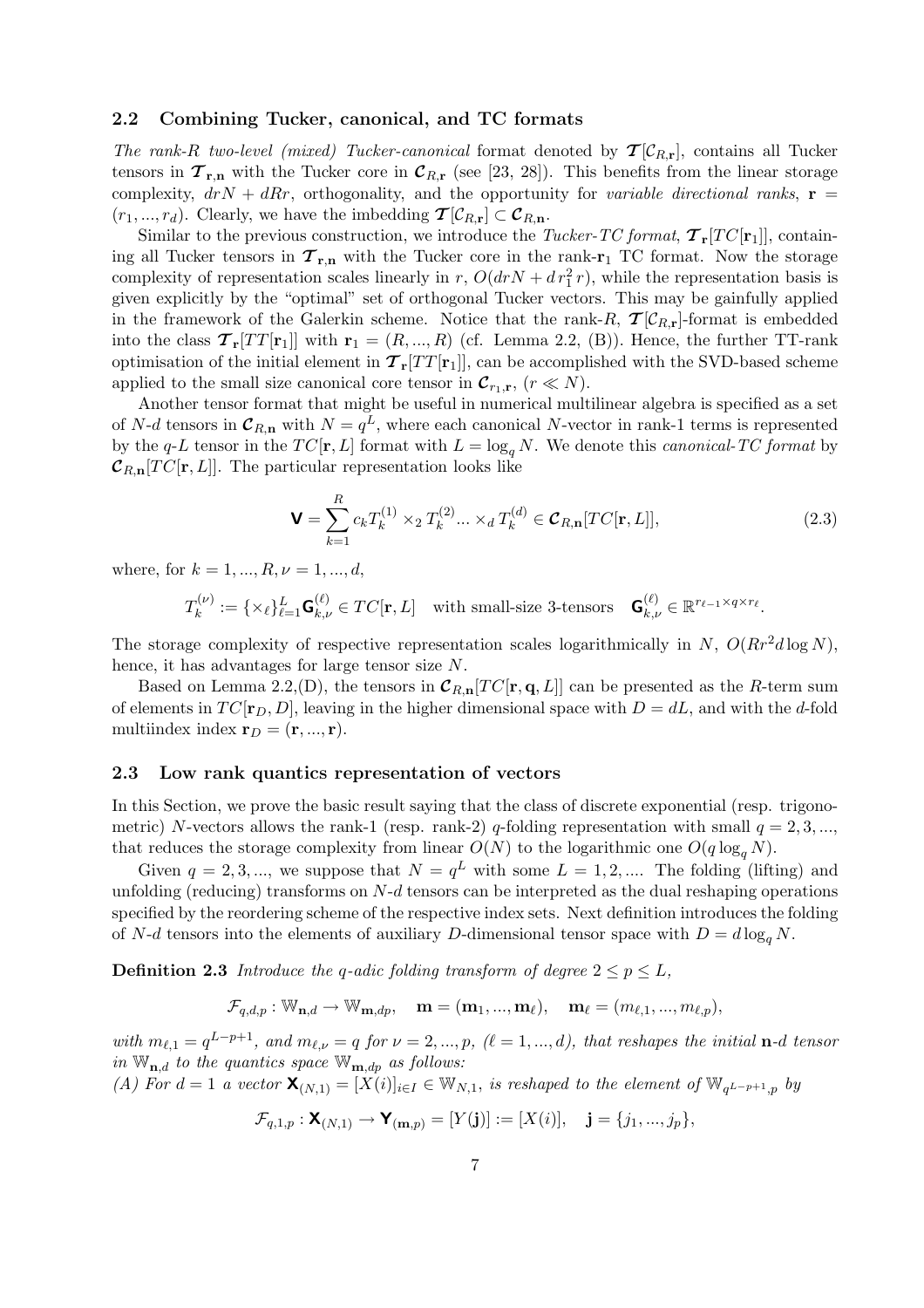### 2.2 Combining Tucker, canonical, and TC formats

*The rank-$R$ two-level (mixed) Tucker-canonical* format denoted by $\boldsymbol{\mathcal{T}}[\boldsymbol{\mathcal{C}}_{R,\mathbf{r}}]$, contains all Tucker tensors in $\boldsymbol{\mathcal{T}}_{\mathbf{r},\mathbf{n}}$ with the Tucker core in $\boldsymbol{\mathcal{C}}_{R,\mathbf{r}}$ (see [23, 28]). This benefits from the linear storage complexity, $drN + dRr$, orthogonality, and the opportunity for *variable directional ranks*, $\mathbf{r} = (r_1, ..., r_d)$. Clearly, we have the imbedding $\boldsymbol{\mathcal{T}}[\boldsymbol{\mathcal{C}}_{R,\mathbf{r}}] \subset \boldsymbol{\mathcal{C}}_{R,\mathbf{n}}$.

Similar to the previous construction, we introduce the *Tucker-TC format*, $\boldsymbol{\mathcal{T}}_{\mathbf{r}}[TC[\mathbf{r}_1]]$, containing all Tucker tensors in $\boldsymbol{\mathcal{T}}_{\mathbf{r},\mathbf{n}}$ with the Tucker core in the rank-$\mathbf{r}_1$ TC format. Now the storage complexity of representation scales linearly in $r$, $O(drN + d\, r_1^2\, r)$, while the representation basis is given explicitly by the "optimal" set of orthogonal Tucker vectors. This may be gainfully applied in the framework of the Galerkin scheme. Notice that the rank-$R$, $\boldsymbol{\mathcal{T}}[\boldsymbol{\mathcal{C}}_{R,\mathbf{r}}]$-format is embedded into the class $\boldsymbol{\mathcal{T}}_{\mathbf{r}}[TT[\mathbf{r}_1]]$ with $\mathbf{r}_1 = (R, ..., R)$ (cf. Lemma 2.2, (B)). Hence, the further TT-rank optimisation of the initial element in $\boldsymbol{\mathcal{T}}_{\mathbf{r}}[TT[\mathbf{r}_1]]$, can be accomplished with the SVD-based scheme applied to the small size canonical core tensor in $\boldsymbol{\mathcal{C}}_{r_1,\mathbf{r}}$, $(r \ll N)$.

Another tensor format that might be useful in numerical multilinear algebra is specified as a set of $N$-$d$ tensors in $\boldsymbol{\mathcal{C}}_{R,\mathbf{n}}$ with $N = q^L$, where each canonical $N$-vector in rank-1 terms is represented by the $q$-$L$ tensor in the $TC[\mathbf{r}, L]$ format with $L = \log_q N$. We denote this *canonical-TC format* by $\boldsymbol{\mathcal{C}}_{R,\mathbf{n}}[TC[\mathbf{r}, L]]$. The particular representation looks like

$$\mathbf{V} = \sum_{k=1}^{R} c_k T_k^{(1)} \times_2 T_k^{(2)} ... \times_d T_k^{(d)} \in \boldsymbol{\mathcal{C}}_{R,\mathbf{n}}[TC[\mathbf{r}, L]], \tag{2.3}$$

where, for $k = 1, ..., R, \nu = 1, ..., d$,

$$T_k^{(\nu)} := \{\times_\ell\}_{\ell=1}^{L} \mathbf{G}_{k,\nu}^{(\ell)} \in TC[\mathbf{r}, L] \quad \text{with small-size 3-tensors} \quad \mathbf{G}_{k,\nu}^{(\ell)} \in \mathbb{R}^{r_{\ell-1} \times q \times r_\ell}.$$

The storage complexity of respective representation scales logarithmically in $N$, $O(Rr^2 d \log N)$, hence, it has advantages for large tensor size $N$.

Based on Lemma 2.2,(D), the tensors in $\boldsymbol{\mathcal{C}}_{R,\mathbf{n}}[TC[\mathbf{r}, \mathbf{q}, L]]$ can be presented as the $R$-term sum of elements in $TC[\mathbf{r}_D, D]$, leaving in the higher dimensional space with $D = dL$, and with the $d$-fold multiindex index $\mathbf{r}_D = (\mathbf{r}, ..., \mathbf{r})$.

### 2.3 Low rank quantics representation of vectors

In this Section, we prove the basic result saying that the class of discrete exponential (resp. trigonometric) $N$-vectors allows the rank-1 (resp. rank-2) $q$-folding representation with small $q = 2, 3, ...$, that reduces the storage complexity from linear $O(N)$ to the logarithmic one $O(q \log_q N)$.

Given $q = 2, 3, ...$, we suppose that $N = q^L$ with some $L = 1, 2, ....$ The folding (lifting) and unfolding (reducing) transforms on $N$-$d$ tensors can be interpreted as the dual reshaping operations specified by the reordering scheme of the respective index sets. Next definition introduces the folding of $N$-$d$ tensors into the elements of auxiliary $D$-dimensional tensor space with $D = d \log_q N$.

**Definition 2.3** *Introduce the $q$-adic folding transform of degree $2 \le p \le L$,*

$$\mathcal{F}_{q,d,p} : \mathbb{W}_{\mathbf{n},d} \to \mathbb{W}_{\mathbf{m},dp}, \quad \mathbf{m} = (\mathbf{m}_1, ..., \mathbf{m}_\ell), \quad \mathbf{m}_\ell = (m_{\ell,1}, ..., m_{\ell,p}),$$

*with $m_{\ell,1} = q^{L-p+1}$, and $m_{\ell,\nu} = q$ for $\nu = 2, ..., p$, $(\ell = 1, ..., d)$, that reshapes the initial $\mathbf{n}$-$d$ tensor in $\mathbb{W}_{\mathbf{n},d}$ to the quantics space $\mathbb{W}_{\mathbf{m},dp}$ as follows:*
*(A) For $d = 1$ a vector $\mathbf{X}_{(N,1)} = [X(i)]_{i \in I} \in \mathbb{W}_{N,1}$, is reshaped to the element of $\mathbb{W}_{q^{L-p+1},p}$ by*

$$\mathcal{F}_{q,1,p} : \mathbf{X}_{(N,1)} \to \mathbf{Y}_{(\mathbf{m},p)} = [Y(\mathbf{j})] := [X(i)], \quad \mathbf{j} = \{j_1, ..., j_p\},$$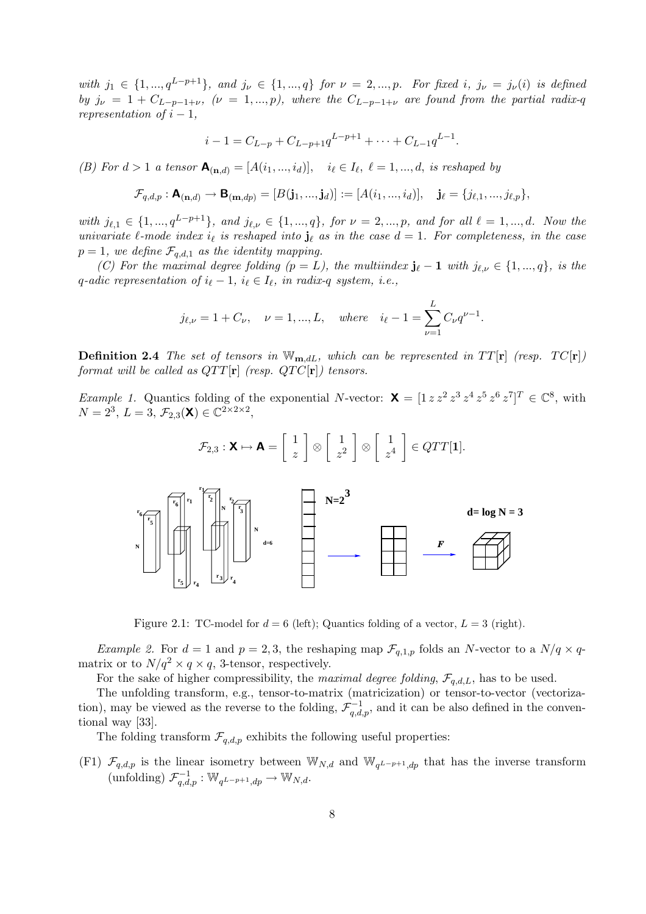*with* $j_1 \in \{1,...,q^{L-p+1}\}$*, and* $j_\nu \in \{1,...,q\}$ *for* $\nu = 2,...,p$*. For fixed* $i$*,* $j_\nu = j_\nu(i)$ *is defined by* $j_\nu = 1 + C_{L-p-1+\nu}$*,* $(\nu = 1,...,p)$*, where the* $C_{L-p-1+\nu}$ *are found from the partial radix-q representation of* $i-1$*,*

$$i - 1 = C_{L-p} + C_{L-p+1}q^{L-p+1} + \cdots + C_{L-1}q^{L-1}.$$

*(B) For* $d > 1$ *a tensor* $\mathbf{A}_{(\mathbf{n},d)} = [A(i_1,...,i_d)]$*,* $\quad i_\ell \in I_\ell$*,* $\ell = 1,...,d$*, is reshaped by*

$$\mathcal{F}_{q,d,p} : \mathbf{A}_{(\mathbf{n},d)} \to \mathbf{B}_{(\mathbf{m},dp)} = [B(\mathbf{j}_1,...,\mathbf{j}_d)] := [A(i_1,...,i_d)], \quad \mathbf{j}_\ell = \{j_{\ell,1},...,j_{\ell,p}\},$$

*with* $j_{\ell,1} \in \{1,...,q^{L-p+1}\}$*, and* $j_{\ell,\nu} \in \{1,...,q\}$*, for* $\nu = 2,...,p$*, and for all* $\ell = 1,...,d$*. Now the univariate* $\ell$*-mode index* $i_\ell$ *is reshaped into* $\mathbf{j}_\ell$ *as in the case* $d = 1$*. For completeness, in the case* $p = 1$*, we define* $\mathcal{F}_{q,d,1}$ *as the identity mapping.*

*(C) For the maximal degree folding* $(p = L)$*, the multiindex* $\mathbf{j}_\ell - \mathbf{1}$ *with* $j_{\ell,\nu} \in \{1,...,q\}$*, is the* $q$*-adic representation of* $i_\ell - 1$*,* $i_\ell \in I_\ell$*, in radix-q system, i.e.,*

$$j_{\ell,\nu} = 1 + C_\nu, \quad \nu = 1,...,L, \quad \text{where} \quad i_\ell - 1 = \sum_{\nu=1}^{L} C_\nu q^{\nu-1}.$$

**Definition 2.4** *The set of tensors in* $\mathbb{W}_{\mathbf{m},dL}$*, which can be represented in* $TT[\mathbf{r}]$ *(resp.* $TC[\mathbf{r}]$*) format will be called as* $QTT[\mathbf{r}]$ *(resp.* $QTC[\mathbf{r}]$*) tensors.*

*Example 1.* Quantics folding of the exponential $N$-vector: $\mathbf{X} = [1\, z\, z^2\, z^3\, z^4\, z^5\, z^6\, z^7]^T \in \mathbb{C}^8$, with $N = 2^3$, $L = 3$, $\mathcal{F}_{2,3}(\mathbf{X}) \in \mathbb{C}^{2\times 2\times 2}$,

$$\mathcal{F}_{2,3} : \mathbf{X} \mapsto \mathbf{A} = \begin{bmatrix} 1 \\ z \end{bmatrix} \otimes \begin{bmatrix} 1 \\ z^2 \end{bmatrix} \otimes \begin{bmatrix} 1 \\ z^4 \end{bmatrix} \in QTT[\mathbf{1}].$$

Figure 2.1: TC-model for $d = 6$ (left); Quantics folding of a vector, $L = 3$ (right).

*Example 2.* For $d = 1$ and $p = 2, 3$, the reshaping map $\mathcal{F}_{q,1,p}$ folds an $N$-vector to a $N/q \times q$-matrix or to $N/q^2 \times q \times q$, 3-tensor, respectively.

For the sake of higher compressibility, the *maximal degree folding*, $\mathcal{F}_{q,d,L}$, has to be used.

The unfolding transform, e.g., tensor-to-matrix (matricization) or tensor-to-vector (vectorization), may be viewed as the reverse to the folding, $\mathcal{F}^{-1}_{q,d,p}$, and it can be also defined in the conventional way [33].

The folding transform $\mathcal{F}_{q,d,p}$ exhibits the following useful properties:

(F1) $\mathcal{F}_{q,d,p}$ is the linear isometry between $\mathbb{W}_{N,d}$ and $\mathbb{W}_{q^{L-p+1},dp}$ that has the inverse transform (unfolding) $\mathcal{F}^{-1}_{q,d,p} : \mathbb{W}_{q^{L-p+1},dp} \to \mathbb{W}_{N,d}$.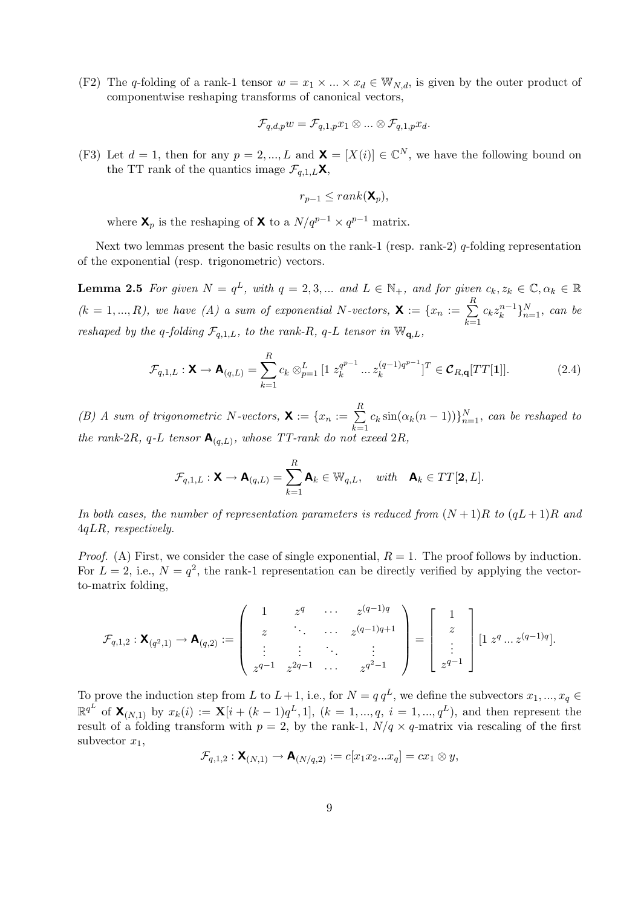(F2) The $q$-folding of a rank-1 tensor $w = x_1 \times ... \times x_d \in \mathbb{W}_{N,d}$, is given by the outer product of componentwise reshaping transforms of canonical vectors,

$$\mathcal{F}_{q,d,p} w = \mathcal{F}_{q,1,p} x_1 \otimes ... \otimes \mathcal{F}_{q,1,p} x_d.$$

(F3) Let $d = 1$, then for any $p = 2, ..., L$ and $\mathbf{X} = [X(i)] \in \mathbb{C}^N$, we have the following bound on the TT rank of the quantics image $\mathcal{F}_{q,1,L}\mathbf{X}$,

$$r_{p-1} \leq rank(\mathbf{X}_p),$$

where $\mathbf{X}_p$ is the reshaping of $\mathbf{X}$ to a $N/q^{p-1} \times q^{p-1}$ matrix.

Next two lemmas present the basic results on the rank-1 (resp. rank-2) $q$-folding representation of the exponential (resp. trigonometric) vectors.

**Lemma 2.5** *For given $N = q^L$, with $q = 2, 3, ...$ and $L \in \mathbb{N}_+$, and for given $c_k, z_k \in \mathbb{C}, \alpha_k \in \mathbb{R}$ $(k = 1, ..., R)$, we have (A) a sum of exponential $N$-vectors, $\mathbf{X} := \{x_n := \sum\limits_{k=1}^{R} c_k z_k^{n-1}\}_{n=1}^N$, can be reshaped by the $q$-folding $\mathcal{F}_{q,1,L}$, to the rank-$R$, $q$-$L$ tensor in $\mathbb{W}_{\mathbf{q},L}$,*

$$\mathcal{F}_{q,1,L} : \mathbf{X} \to \mathbf{A}_{(q,L)} = \sum_{k=1}^{R} c_k \otimes_{p=1}^{L} [1 \; z_k^{q^{p-1}} ... z_k^{(q-1)q^{p-1}}]^T \in \boldsymbol{\mathcal{C}}_{R,\mathbf{q}}[TT[\mathbf{1}]]. \tag{2.4}$$

*(B) A sum of trigonometric $N$-vectors, $\mathbf{X} := \{x_n := \sum\limits_{k=1}^{R} c_k \sin(\alpha_k(n-1))\}_{n=1}^N$, can be reshaped to the rank-$2R$, $q$-$L$ tensor $\mathbf{A}_{(q,L)}$, whose TT-rank do not exeed $2R$,*

$$\mathcal{F}_{q,1,L} : \mathbf{X} \to \mathbf{A}_{(q,L)} = \sum_{k=1}^{R} \mathbf{A}_k \in \mathbb{W}_{q,L}, \quad with \quad \mathbf{A}_k \in TT[\mathbf{2}, L].$$

*In both cases, the number of representation parameters is reduced from $(N+1)R$ to $(qL+1)R$ and $4qLR$, respectively.*

*Proof.* (A) First, we consider the case of single exponential, $R = 1$. The proof follows by induction. For $L = 2$, i.e., $N = q^2$, the rank-1 representation can be directly verified by applying the vector-to-matrix folding,

$$\mathcal{F}_{q,1,2} : \mathbf{X}_{(q^2,1)} \to \mathbf{A}_{(q,2)} := \begin{pmatrix} 1 & z^q & \dots & z^{(q-1)q} \\ z & \ddots & \dots & z^{(q-1)q+1} \\ \vdots & \vdots & \ddots & \vdots \\ z^{q-1} & z^{2q-1} & \dots & z^{q^2-1} \end{pmatrix} = \begin{bmatrix} 1 \\ z \\ \vdots \\ z^{q-1} \end{bmatrix} [1 \; z^q ... z^{(q-1)q}].$$

To prove the induction step from $L$ to $L+1$, i.e., for $N = q\,q^L$, we define the subvectors $x_1, ..., x_q \in \mathbb{R}^{q^L}$ of $\mathbf{X}_{(N,1)}$ by $x_k(i) := \mathbf{X}[i + (k-1)q^L, 1]$, $(k = 1, ..., q, \; i = 1, ..., q^L)$, and then represent the result of a folding transform with $p = 2$, by the rank-1, $N/q \times q$-matrix via rescaling of the first subvector $x_1$,

$$\mathcal{F}_{q,1,2} : \mathbf{X}_{(N,1)} \to \mathbf{A}_{(N/q,2)} := c[x_1 x_2 ... x_q] = c x_1 \otimes y,$$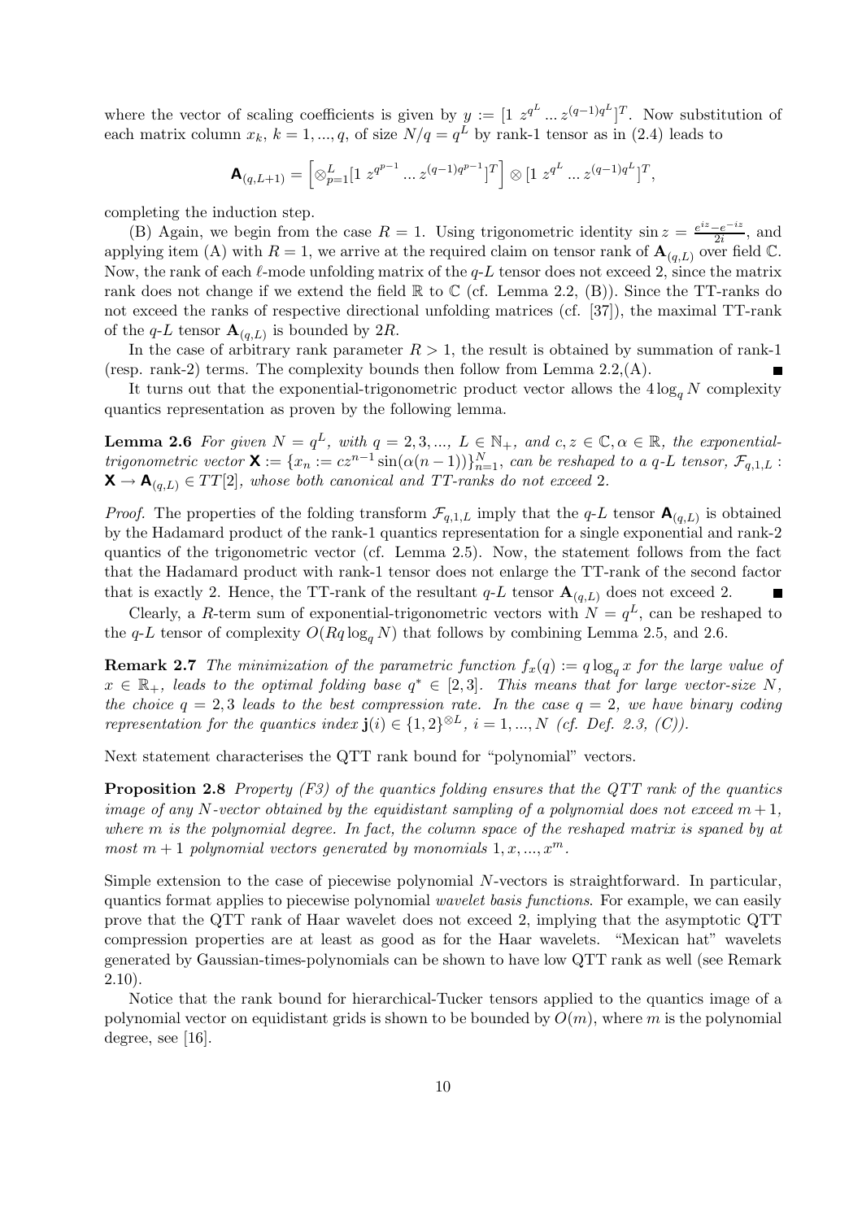where the vector of scaling coefficients is given by $y := [1\ z^{q^L} \ldots z^{(q-1)q^L}]^T$. Now substitution of each matrix column $x_k$, $k = 1, ..., q$, of size $N/q = q^L$ by rank-1 tensor as in (2.4) leads to

$$\mathbf{A}_{(q,L+1)} = \left[ \otimes_{p=1}^{L} [1\ z^{q^{p-1}} \ldots z^{(q-1)q^{p-1}}]^T \right] \otimes [1\ z^{q^L} \ldots z^{(q-1)q^L}]^T,$$

completing the induction step.

(B) Again, we begin from the case $R = 1$. Using trigonometric identity $\sin z = \frac{e^{iz} - e^{-iz}}{2i}$, and applying item (A) with $R = 1$, we arrive at the required claim on tensor rank of $\mathbf{A}_{(q,L)}$ over field $\mathbb{C}$. Now, the rank of each $\ell$-mode unfolding matrix of the $q$-$L$ tensor does not exceed 2, since the matrix rank does not change if we extend the field $\mathbb{R}$ to $\mathbb{C}$ (cf. Lemma 2.2, (B)). Since the TT-ranks do not exceed the ranks of respective directional unfolding matrices (cf. [37]), the maximal TT-rank of the $q$-$L$ tensor $\mathbf{A}_{(q,L)}$ is bounded by $2R$.

In the case of arbitrary rank parameter $R > 1$, the result is obtained by summation of rank-1 (resp. rank-2) terms. The complexity bounds then follow from Lemma 2.2,(A). ∎

It turns out that the exponential-trigonometric product vector allows the $4 \log_q N$ complexity quantics representation as proven by the following lemma.

**Lemma 2.6** *For given $N = q^L$, with $q = 2, 3, ...,$ $L \in \mathbb{N}_+$, and $c, z \in \mathbb{C}, \alpha \in \mathbb{R}$, the exponential-trigonometric vector $\mathbf{X} := \{x_n := cz^{n-1} \sin(\alpha(n-1))\}_{n=1}^N$, can be reshaped to a $q$-$L$ tensor, $\mathcal{F}_{q,1,L} : \mathbf{X} \to \mathbf{A}_{(q,L)} \in TT[2]$, whose both canonical and TT-ranks do not exceed 2.*

*Proof.* The properties of the folding transform $\mathcal{F}_{q,1,L}$ imply that the $q$-$L$ tensor $\mathbf{A}_{(q,L)}$ is obtained by the Hadamard product of the rank-1 quantics representation for a single exponential and rank-2 quantics of the trigonometric vector (cf. Lemma 2.5). Now, the statement follows from the fact that the Hadamard product with rank-1 tensor does not enlarge the TT-rank of the second factor that is exactly 2. Hence, the TT-rank of the resultant $q$-$L$ tensor $\mathbf{A}_{(q,L)}$ does not exceed 2. ∎

Clearly, a $R$-term sum of exponential-trigonometric vectors with $N = q^L$, can be reshaped to the $q$-$L$ tensor of complexity $O(Rq \log_q N)$ that follows by combining Lemma 2.5, and 2.6.

**Remark 2.7** *The minimization of the parametric function $f_x(q) := q \log_q x$ for the large value of $x \in \mathbb{R}_+$, leads to the optimal folding base $q^* \in [2, 3]$. This means that for large vector-size $N$, the choice $q = 2, 3$ leads to the best compression rate. In the case $q = 2$, we have binary coding representation for the quantics index $\mathbf{j}(i) \in \{1, 2\}^{\otimes L}$, $i = 1, ..., N$ (cf. Def. 2.3, (C)).*

Next statement characterises the QTT rank bound for "polynomial" vectors.

**Proposition 2.8** *Property (F3) of the quantics folding ensures that the QTT rank of the quantics image of any $N$-vector obtained by the equidistant sampling of a polynomial does not exceed $m+1$, where $m$ is the polynomial degree. In fact, the column space of the reshaped matrix is spaned by at most $m + 1$ polynomial vectors generated by monomials $1, x, ..., x^m$.*

Simple extension to the case of piecewise polynomial $N$-vectors is straightforward. In particular, quantics format applies to piecewise polynomial *wavelet basis functions*. For example, we can easily prove that the QTT rank of Haar wavelet does not exceed 2, implying that the asymptotic QTT compression properties are at least as good as for the Haar wavelets. "Mexican hat" wavelets generated by Gaussian-times-polynomials can be shown to have low QTT rank as well (see Remark 2.10).

Notice that the rank bound for hierarchical-Tucker tensors applied to the quantics image of a polynomial vector on equidistant grids is shown to be bounded by $O(m)$, where $m$ is the polynomial degree, see [16].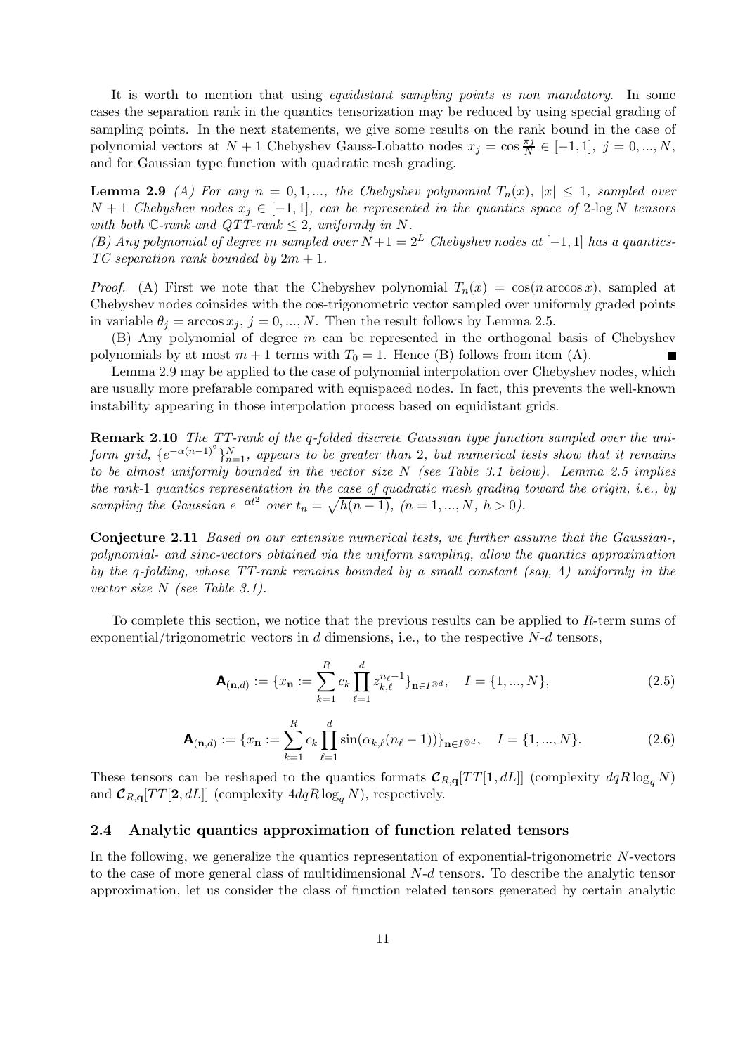It is worth to mention that using *equidistant sampling points is non mandatory*. In some cases the separation rank in the quantics tensorization may be reduced by using special grading of sampling points. In the next statements, we give some results on the rank bound in the case of polynomial vectors at $N+1$ Chebyshev Gauss-Lobatto nodes $x_j = \cos\frac{\pi j}{N} \in [-1,1]$, $j = 0, ..., N$, and for Gaussian type function with quadratic mesh grading.

**Lemma 2.9** *(A) For any $n = 0, 1, ...,$ the Chebyshev polynomial $T_n(x)$, $|x| \leq 1$, sampled over $N+1$ Chebyshev nodes $x_j \in [-1,1]$, can be represented in the quantics space of 2-$\log N$ tensors with both $\mathbb{C}$-rank and QTT-rank $\leq 2$, uniformly in $N$.*
*(B) Any polynomial of degree $m$ sampled over $N+1 = 2^L$ Chebyshev nodes at $[-1,1]$ has a quantics-TC separation rank bounded by $2m+1$.*

*Proof.* (A) First we note that the Chebyshev polynomial $T_n(x) = \cos(n \arccos x)$, sampled at Chebyshev nodes coinsides with the cos-trigonometric vector sampled over uniformly graded points in variable $\theta_j = \arccos x_j$, $j = 0, ..., N$. Then the result follows by Lemma 2.5.

(B) Any polynomial of degree $m$ can be represented in the orthogonal basis of Chebyshev polynomials by at most $m+1$ terms with $T_0 = 1$. Hence (B) follows from item (A). ∎

Lemma 2.9 may be applied to the case of polynomial interpolation over Chebyshev nodes, which are usually more prefarable compared with equispaced nodes. In fact, this prevents the well-known instability appearing in those interpolation process based on equidistant grids.

**Remark 2.10** *The TT-rank of the q-folded discrete Gaussian type function sampled over the uniform grid, $\{e^{-\alpha(n-1)^2}\}_{n=1}^{N}$, appears to be greater than 2, but numerical tests show that it remains to be almost uniformly bounded in the vector size $N$ (see Table 3.1 below). Lemma 2.5 implies the rank-1 quantics representation in the case of quadratic mesh grading toward the origin, i.e., by sampling the Gaussian $e^{-\alpha t^2}$ over $t_n = \sqrt{h(n-1)}$, $(n = 1, ..., N,\ h > 0)$.*

**Conjecture 2.11** *Based on our extensive numerical tests, we further assume that the Gaussian-, polynomial- and sinc-vectors obtained via the uniform sampling, allow the quantics approximation by the q-folding, whose TT-rank remains bounded by a small constant (say, 4) uniformly in the vector size $N$ (see Table 3.1).*

To complete this section, we notice that the previous results can be applied to $R$-term sums of exponential/trigonometric vectors in $d$ dimensions, i.e., to the respective $N$-$d$ tensors,

$$\mathbf{A}_{(\mathbf{n},d)} := \{x_{\mathbf{n}} := \sum_{k=1}^{R} c_k \prod_{\ell=1}^{d} z_{k,\ell}^{n_\ell - 1}\}_{\mathbf{n} \in I^{\otimes d}}, \quad I = \{1, ..., N\}, \tag{2.5}$$

$$\mathbf{A}_{(\mathbf{n},d)} := \{x_{\mathbf{n}} := \sum_{k=1}^{R} c_k \prod_{\ell=1}^{d} \sin(\alpha_{k,\ell}(n_\ell - 1))\}_{\mathbf{n} \in I^{\otimes d}}, \quad I = \{1, ..., N\}. \tag{2.6}$$

These tensors can be reshaped to the quantics formats $\boldsymbol{\mathcal{C}}_{R,\mathbf{q}}[TT[\mathbf{1}, dL]]$ (complexity $dqR\log_q N$) and $\boldsymbol{\mathcal{C}}_{R,\mathbf{q}}[TT[\mathbf{2}, dL]]$ (complexity $4dqR\log_q N$), respectively.

### 2.4 Analytic quantics approximation of function related tensors

In the following, we generalize the quantics representation of exponential-trigonometric $N$-vectors to the case of more general class of multidimensional $N$-$d$ tensors. To describe the analytic tensor approximation, let us consider the class of function related tensors generated by certain analytic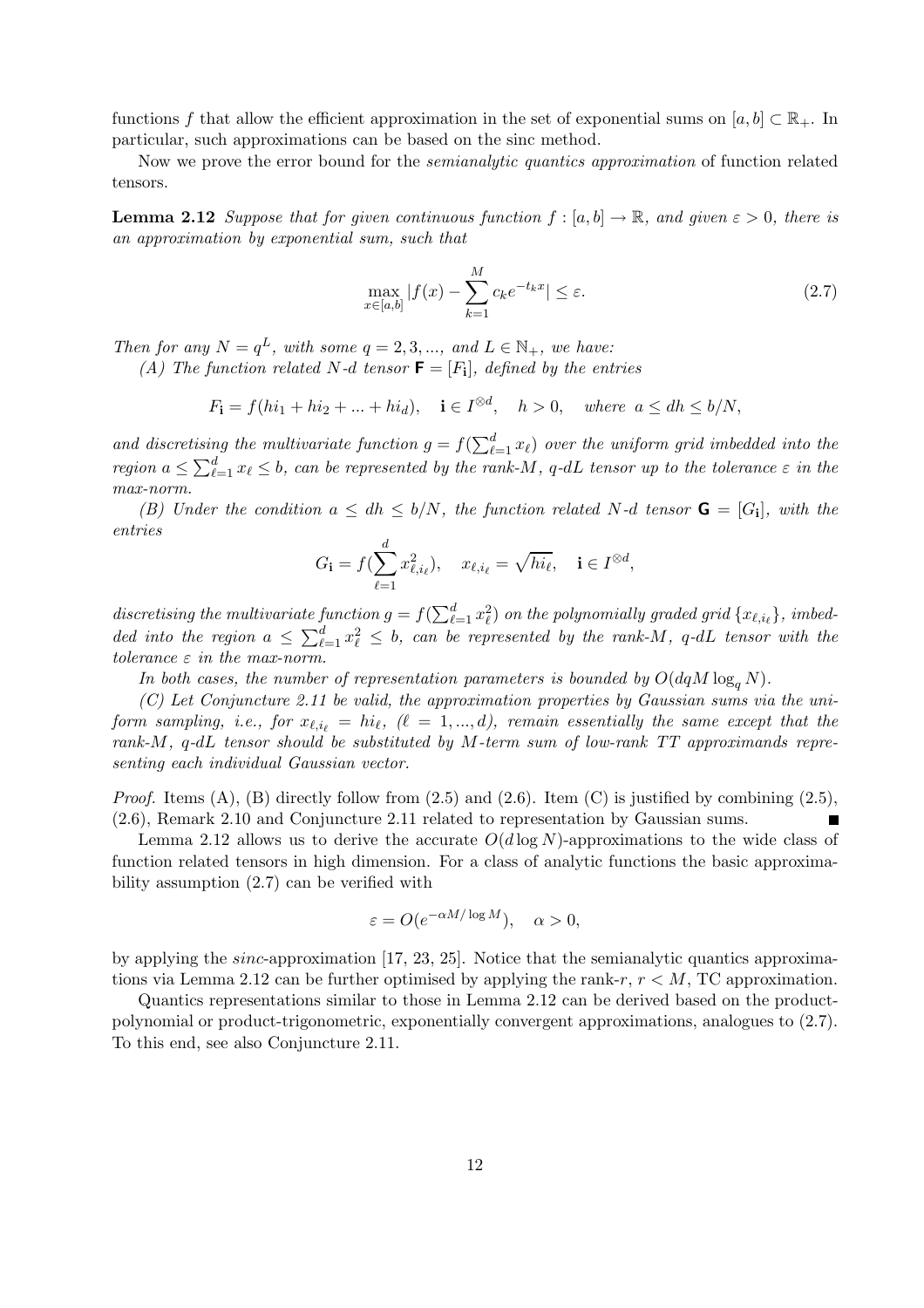functions $f$ that allow the efficient approximation in the set of exponential sums on $[a, b] \subset \mathbb{R}_+$. In particular, such approximations can be based on the sinc method.

Now we prove the error bound for the *semianalytic quantics approximation* of function related tensors.

**Lemma 2.12** *Suppose that for given continuous function $f : [a, b] \to \mathbb{R}$, and given $\varepsilon > 0$, there is an approximation by exponential sum, such that*

$$\max_{x \in [a,b]} |f(x) - \sum_{k=1}^{M} c_k e^{-t_k x}| \leq \varepsilon. \tag{2.7}$$

*Then for any $N = q^L$, with some $q = 2, 3, ...,$ and $L \in \mathbb{N}_+$, we have:*

*(A) The function related $N$-$d$ tensor $\mathbf{F} = [F_\mathbf{i}]$, defined by the entries*

$$F_\mathbf{i} = f(hi_1 + hi_2 + ... + hi_d), \quad \mathbf{i} \in I^{\otimes d}, \quad h > 0, \quad \textit{where } a \leq dh \leq b/N,$$

*and discretising the multivariate function $g = f(\sum_{\ell=1}^{d} x_\ell)$ over the uniform grid imbedded into the region $a \leq \sum_{\ell=1}^{d} x_\ell \leq b$, can be represented by the rank-$M$, $q$-$dL$ tensor up to the tolerance $\varepsilon$ in the max-norm.*

*(B) Under the condition $a \leq dh \leq b/N$, the function related $N$-$d$ tensor $\mathbf{G} = [G_\mathbf{i}]$, with the entries*

$$G_\mathbf{i} = f(\sum_{\ell=1}^{d} x_{\ell,i_\ell}^2), \quad x_{\ell,i_\ell} = \sqrt{hi_\ell}, \quad \mathbf{i} \in I^{\otimes d},$$

*discretising the multivariate function $g = f(\sum_{\ell=1}^{d} x_\ell^2)$ on the polynomially graded grid $\{x_{\ell,i_\ell}\}$, imbedded into the region $a \leq \sum_{\ell=1}^{d} x_\ell^2 \leq b$, can be represented by the rank-$M$, $q$-$dL$ tensor with the tolerance $\varepsilon$ in the max-norm.*

*In both cases, the number of representation parameters is bounded by $O(dqM \log_q N)$.*

*(C) Let Conjuncture 2.11 be valid, the approximation properties by Gaussian sums via the uniform sampling, i.e., for $x_{\ell,i_\ell} = hi_\ell$, $(\ell = 1, ..., d)$, remain essentially the same except that the rank-$M$, $q$-$dL$ tensor should be substituted by $M$-term sum of low-rank TT approximands representing each individual Gaussian vector.*

*Proof.* Items (A), (B) directly follow from (2.5) and (2.6). Item (C) is justified by combining (2.5), (2.6), Remark 2.10 and Conjuncture 2.11 related to representation by Gaussian sums. ∎

Lemma 2.12 allows us to derive the accurate $O(d \log N)$-approximations to the wide class of function related tensors in high dimension. For a class of analytic functions the basic approximability assumption (2.7) can be verified with

$$\varepsilon = O(e^{-\alpha M / \log M}), \quad \alpha > 0,$$

by applying the *sinc*-approximation [17, 23, 25]. Notice that the semianalytic quantics approximations via Lemma 2.12 can be further optimised by applying the rank-$r$, $r < M$, TC approximation.

Quantics representations similar to those in Lemma 2.12 can be derived based on the product-polynomial or product-trigonometric, exponentially convergent approximations, analogues to (2.7). To this end, see also Conjuncture 2.11.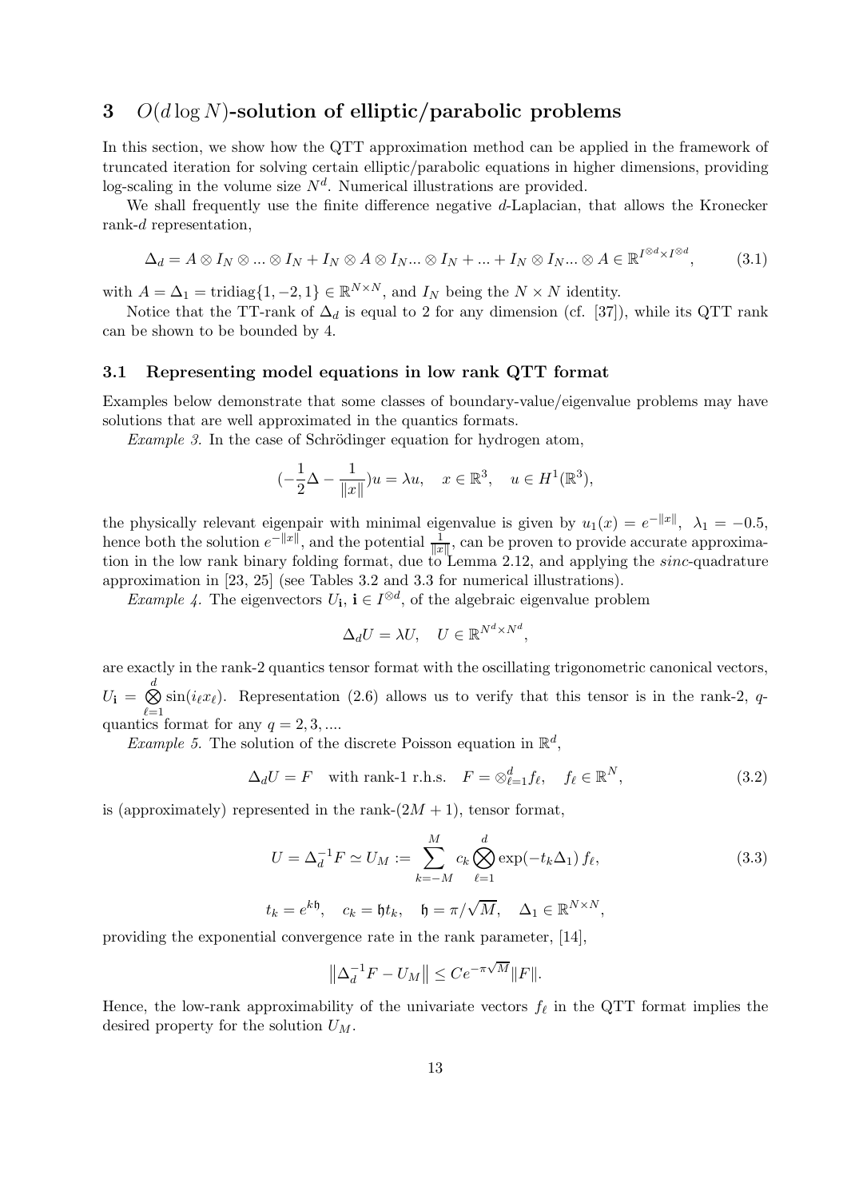## 3 $O(d \log N)$-solution of elliptic/parabolic problems

In this section, we show how the QTT approximation method can be applied in the framework of truncated iteration for solving certain elliptic/parabolic equations in higher dimensions, providing log-scaling in the volume size $N^d$. Numerical illustrations are provided.

We shall frequently use the finite difference negative $d$-Laplacian, that allows the Kronecker rank-$d$ representation,

$$\Delta_d = A \otimes I_N \otimes ... \otimes I_N + I_N \otimes A \otimes I_N ... \otimes I_N + ... + I_N \otimes I_N ... \otimes A \in \mathbb{R}^{I^{\otimes d} \times I^{\otimes d}}, \tag{3.1}$$

with $A = \Delta_1 = \mathrm{tridiag}\{1, -2, 1\} \in \mathbb{R}^{N \times N}$, and $I_N$ being the $N \times N$ identity.

Notice that the TT-rank of $\Delta_d$ is equal to 2 for any dimension (cf. [37]), while its QTT rank can be shown to be bounded by 4.

### 3.1 Representing model equations in low rank QTT format

Examples below demonstrate that some classes of boundary-value/eigenvalue problems may have solutions that are well approximated in the quantics formats.

*Example 3.* In the case of Schrödinger equation for hydrogen atom,

$$(-\frac{1}{2}\Delta - \frac{1}{\|x\|})u = \lambda u, \quad x \in \mathbb{R}^3, \quad u \in H^1(\mathbb{R}^3),$$

the physically relevant eigenpair with minimal eigenvalue is given by $u_1(x) = e^{-\|x\|}$, $\lambda_1 = -0.5$, hence both the solution $e^{-\|x\|}$, and the potential $\frac{1}{\|x\|}$, can be proven to provide accurate approximation in the low rank binary folding format, due to Lemma 2.12, and applying the *sinc*-quadrature approximation in [23, 25] (see Tables 3.2 and 3.3 for numerical illustrations).

*Example 4.* The eigenvectors $U_{\mathbf{i}}$, $\mathbf{i} \in I^{\otimes d}$, of the algebraic eigenvalue problem

$$\Delta_d U = \lambda U, \quad U \in \mathbb{R}^{N^d \times N^d},$$

are exactly in the rank-2 quantics tensor format with the oscillating trigonometric canonical vectors, $U_{\mathbf{i}} = \bigotimes_{\ell=1}^{d} \sin(i_\ell x_\ell)$. Representation (2.6) allows us to verify that this tensor is in the rank-2, $q$-quantics format for any $q = 2, 3, ....$

*Example 5.* The solution of the discrete Poisson equation in $\mathbb{R}^d$,

$$\Delta_d U = F \quad \text{with rank-1 r.h.s.} \quad F = \otimes_{\ell=1}^{d} f_\ell, \quad f_\ell \in \mathbb{R}^N, \tag{3.2}$$

is (approximately) represented in the rank-$(2M+1)$, tensor format,

$$U = \Delta_d^{-1} F \simeq U_M := \sum_{k=-M}^{M} c_k \bigotimes_{\ell=1}^{d} \exp(-t_k \Delta_1)\, f_\ell, \tag{3.3}$$

$$t_k = e^{k\mathfrak{h}}, \quad c_k = \mathfrak{h} t_k, \quad \mathfrak{h} = \pi/\sqrt{M}, \quad \Delta_1 \in \mathbb{R}^{N \times N},$$

providing the exponential convergence rate in the rank parameter, [14],

$$\left\| \Delta_d^{-1} F - U_M \right\| \leq C e^{-\pi\sqrt{M}} \|F\|.$$

Hence, the low-rank approximability of the univariate vectors $f_\ell$ in the QTT format implies the desired property for the solution $U_M$.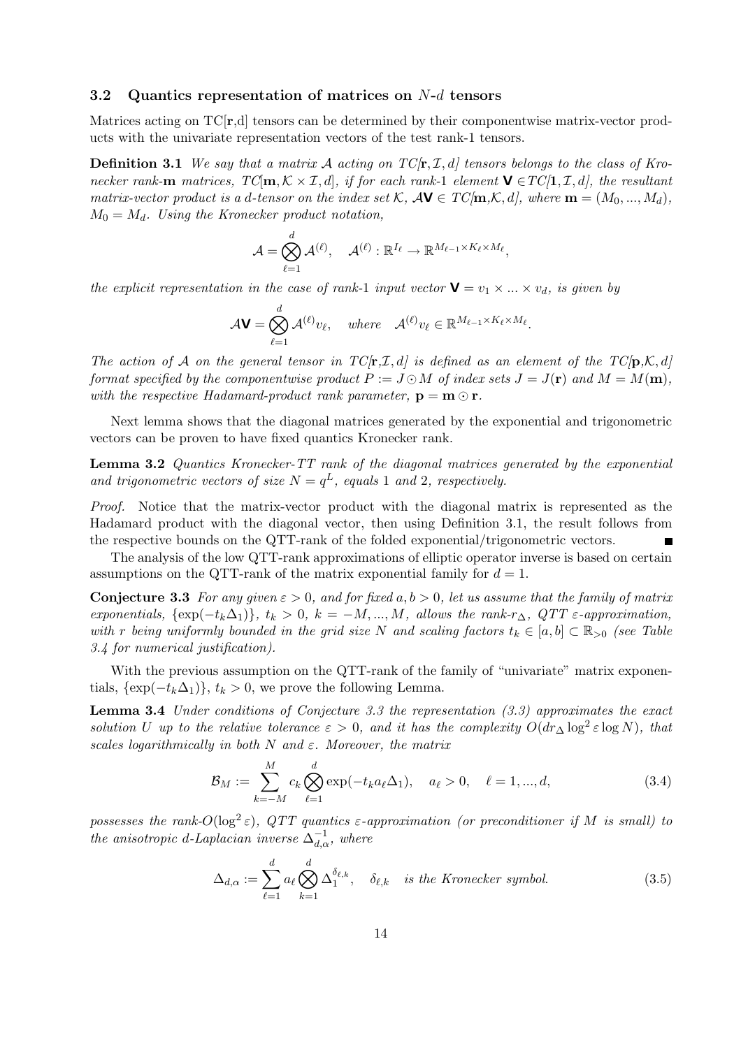### 3.2 Quantics representation of matrices on $N$-$d$ tensors

Matrices acting on TC[$\mathbf{r}$,d] tensors can be determined by their componentwise matrix-vector products with the univariate representation vectors of the test rank-1 tensors.

**Definition 3.1** *We say that a matrix $\mathcal{A}$ acting on TC[$\mathbf{r}, \mathcal{I}, d$] tensors belongs to the class of Kronecker rank-$\mathbf{m}$ matrices, TC[$\mathbf{m}, \mathcal{K} \times \mathcal{I}, d$], if for each rank-1 element $\mathbf{V} \in TC[\mathbf{1}, \mathcal{I}, d]$, the resultant matrix-vector product is a $d$-tensor on the index set $\mathcal{K}$, $\mathcal{A}\mathbf{V} \in TC[\mathbf{m}, \mathcal{K}, d]$, where $\mathbf{m} = (M_0, ..., M_d)$, $M_0 = M_d$. Using the Kronecker product notation,*

$$\mathcal{A} = \bigotimes_{\ell=1}^{d} \mathcal{A}^{(\ell)}, \quad \mathcal{A}^{(\ell)} : \mathbb{R}^{I_\ell} \to \mathbb{R}^{M_{\ell-1} \times K_\ell \times M_\ell},$$

*the explicit representation in the case of rank-1 input vector $\mathbf{V} = v_1 \times ... \times v_d$, is given by*

$$\mathcal{A}\mathbf{V} = \bigotimes_{\ell=1}^{d} \mathcal{A}^{(\ell)} v_\ell, \quad \textit{where} \quad \mathcal{A}^{(\ell)} v_\ell \in \mathbb{R}^{M_{\ell-1} \times K_\ell \times M_\ell}.$$

*The action of $\mathcal{A}$ on the general tensor in TC[$\mathbf{r}$,$\mathcal{I}$, $d$] is defined as an element of the TC[$\mathbf{p}$,$\mathcal{K}$, $d$] format specified by the componentwise product $P := J \odot M$ of index sets $J = J(\mathbf{r})$ and $M = M(\mathbf{m})$, with the respective Hadamard-product rank parameter, $\mathbf{p} = \mathbf{m} \odot \mathbf{r}$.*

Next lemma shows that the diagonal matrices generated by the exponential and trigonometric vectors can be proven to have fixed quantics Kronecker rank.

**Lemma 3.2** *Quantics Kronecker-TT rank of the diagonal matrices generated by the exponential and trigonometric vectors of size $N = q^L$, equals 1 and 2, respectively.*

*Proof.* Notice that the matrix-vector product with the diagonal matrix is represented as the Hadamard product with the diagonal vector, then using Definition 3.1, the result follows from the respective bounds on the QTT-rank of the folded exponential/trigonometric vectors. ∎

The analysis of the low QTT-rank approximations of elliptic operator inverse is based on certain assumptions on the QTT-rank of the matrix exponential family for $d = 1$.

**Conjecture 3.3** *For any given $\varepsilon > 0$, and for fixed $a, b > 0$, let us assume that the family of matrix exponentials, $\{\exp(-t_k \Delta_1)\}$, $t_k > 0$, $k = -M, ..., M$, allows the rank-$r_\Delta$, QTT $\varepsilon$-approximation, with $r$ being uniformly bounded in the grid size $N$ and scaling factors $t_k \in [a, b] \subset \mathbb{R}_{>0}$ (see Table 3.4 for numerical justification).*

With the previous assumption on the QTT-rank of the family of "univariate" matrix exponentials, $\{\exp(-t_k \Delta_1)\}$, $t_k > 0$, we prove the following Lemma.

**Lemma 3.4** *Under conditions of Conjecture 3.3 the representation (3.3) approximates the exact solution $U$ up to the relative tolerance $\varepsilon > 0$, and it has the complexity $O(d r_\Delta \log^2 \varepsilon \log N)$, that scales logarithmically in both $N$ and $\varepsilon$. Moreover, the matrix*

$$\mathcal{B}_M := \sum_{k=-M}^{M} c_k \bigotimes_{\ell=1}^{d} \exp(-t_k a_\ell \Delta_1), \quad a_\ell > 0, \quad \ell = 1, ..., d, \tag{3.4}$$

*possesses the rank-$O(\log^2 \varepsilon)$, QTT quantics $\varepsilon$-approximation (or preconditioner if $M$ is small) to the anisotropic $d$-Laplacian inverse $\Delta_{d,\alpha}^{-1}$, where*

$$\Delta_{d,\alpha} := \sum_{\ell=1}^{d} a_\ell \bigotimes_{k=1}^{d} \Delta_1^{\delta_{\ell,k}}, \quad \delta_{\ell,k} \quad \textit{is the Kronecker symbol.} \tag{3.5}$$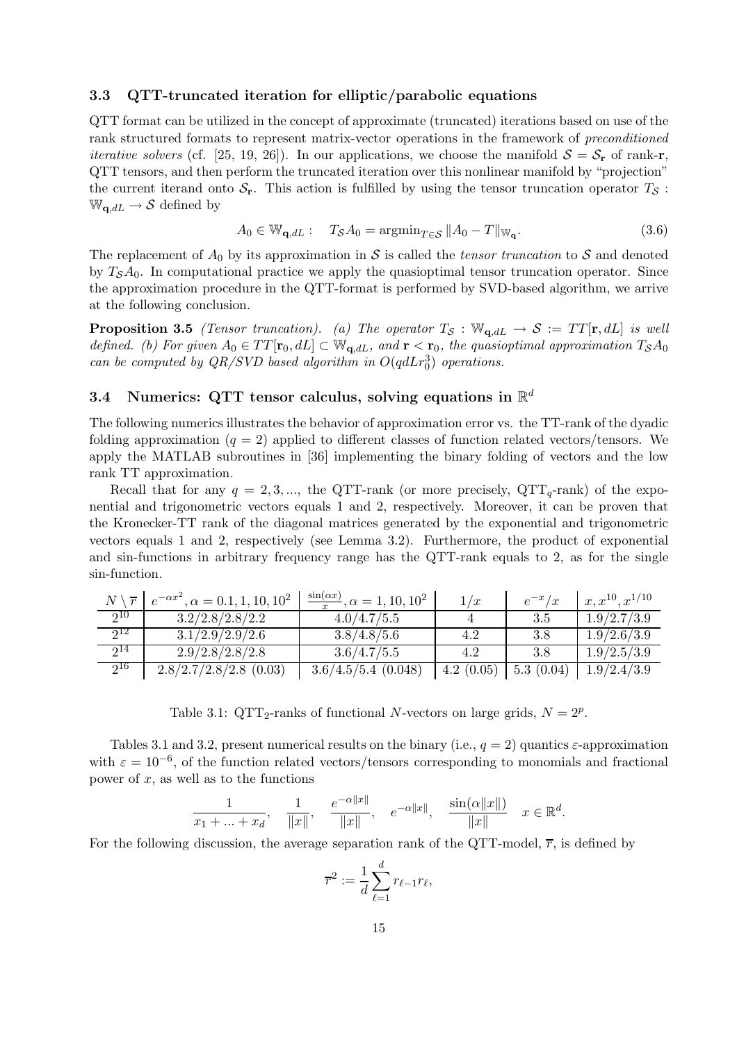### 3.3 QTT-truncated iteration for elliptic/parabolic equations

QTT format can be utilized in the concept of approximate (truncated) iterations based on use of the rank structured formats to represent matrix-vector operations in the framework of *preconditioned iterative solvers* (cf. [25, 19, 26]). In our applications, we choose the manifold $\mathcal{S} = \mathcal{S}_{\mathbf{r}}$ of rank-$\mathbf{r}$, QTT tensors, and then perform the truncated iteration over this nonlinear manifold by "projection" the current iterand onto $\mathcal{S}_{\mathbf{r}}$. This action is fulfilled by using the tensor truncation operator $T_{\mathcal{S}} : \mathbb{W}_{\mathbf{q},dL} \to \mathcal{S}$ defined by

$$A_0 \in \mathbb{W}_{\mathbf{q},dL} : \quad T_{\mathcal{S}} A_0 = \operatorname{argmin}_{T \in \mathcal{S}} \|A_0 - T\|_{\mathbb{W}_{\mathbf{q}}}. \tag{3.6}$$

The replacement of $A_0$ by its approximation in $\mathcal{S}$ is called the *tensor truncation* to $\mathcal{S}$ and denoted by $T_{\mathcal{S}} A_0$. In computational practice we apply the quasioptimal tensor truncation operator. Since the approximation procedure in the QTT-format is performed by SVD-based algorithm, we arrive at the following conclusion.

**Proposition 3.5** *(Tensor truncation). (a) The operator $T_{\mathcal{S}} : \mathbb{W}_{\mathbf{q},dL} \to \mathcal{S} := TT[\mathbf{r}, dL]$ is well defined. (b) For given $A_0 \in TT[\mathbf{r}_0, dL] \subset \mathbb{W}_{\mathbf{q},dL}$, and $\mathbf{r} < \mathbf{r}_0$, the quasioptimal approximation $T_{\mathcal{S}} A_0$ can be computed by QR/SVD based algorithm in $O(qdLr_0^3)$ operations.*

### 3.4 Numerics: QTT tensor calculus, solving equations in $\mathbb{R}^d$

The following numerics illustrates the behavior of approximation error vs. the TT-rank of the dyadic folding approximation ($q = 2$) applied to different classes of function related vectors/tensors. We apply the MATLAB subroutines in [36] implementing the binary folding of vectors and the low rank TT approximation.

Recall that for any $q = 2, 3, \ldots$, the QTT-rank (or more precisely, $\mathrm{QTT}_q$-rank) of the exponential and trigonometric vectors equals 1 and 2, respectively. Moreover, it can be proven that the Kronecker-TT rank of the diagonal matrices generated by the exponential and trigonometric vectors equals 1 and 2, respectively (see Lemma 3.2). Furthermore, the product of exponential and sin-functions in arbitrary frequency range has the QTT-rank equals to 2, as for the single sin-function.

| $N \setminus \overline{r}$ | $e^{-\alpha x^2}, \alpha = 0.1, 1, 10, 10^2$ | $\frac{\sin(\alpha x)}{x}, \alpha = 1, 10, 10^2$ | $1/x$ | $e^{-x}/x$ | $x, x^{10}, x^{1/10}$ |
|---|---|---|---|---|---|
| $2^{10}$ | 3.2/2.8/2.8/2.2 | 4.0/4.7/5.5 | 4 | 3.5 | 1.9/2.7/3.9 |
| $2^{12}$ | 3.1/2.9/2.9/2.6 | 3.8/4.8/5.6 | 4.2 | 3.8 | 1.9/2.6/3.9 |
| $2^{14}$ | 2.9/2.8/2.8/2.8 | 3.6/4.7/5.5 | 4.2 | 3.8 | 1.9/2.5/3.9 |
| $2^{16}$ | 2.8/2.7/2.8/2.8 (0.03) | 3.6/4.5/5.4 (0.048) | 4.2 (0.05) | 5.3 (0.04) | 1.9/2.4/3.9 |

Table 3.1: $\mathrm{QTT}_2$-ranks of functional $N$-vectors on large grids, $N = 2^p$.

Tables 3.1 and 3.2, present numerical results on the binary (i.e., $q = 2$) quantics $\varepsilon$-approximation with $\varepsilon = 10^{-6}$, of the function related vectors/tensors corresponding to monomials and fractional power of $x$, as well as to the functions

$$\frac{1}{x_1 + \ldots + x_d}, \quad \frac{1}{\|x\|}, \quad \frac{e^{-\alpha\|x\|}}{\|x\|}, \quad e^{-\alpha\|x\|}, \quad \frac{\sin(\alpha\|x\|)}{\|x\|} \quad x \in \mathbb{R}^d.$$

For the following discussion, the average separation rank of the QTT-model, $\overline{r}$, is defined by

$$\overline{r}^2 := \frac{1}{d} \sum_{\ell=1}^{d} r_{\ell-1} r_\ell,$$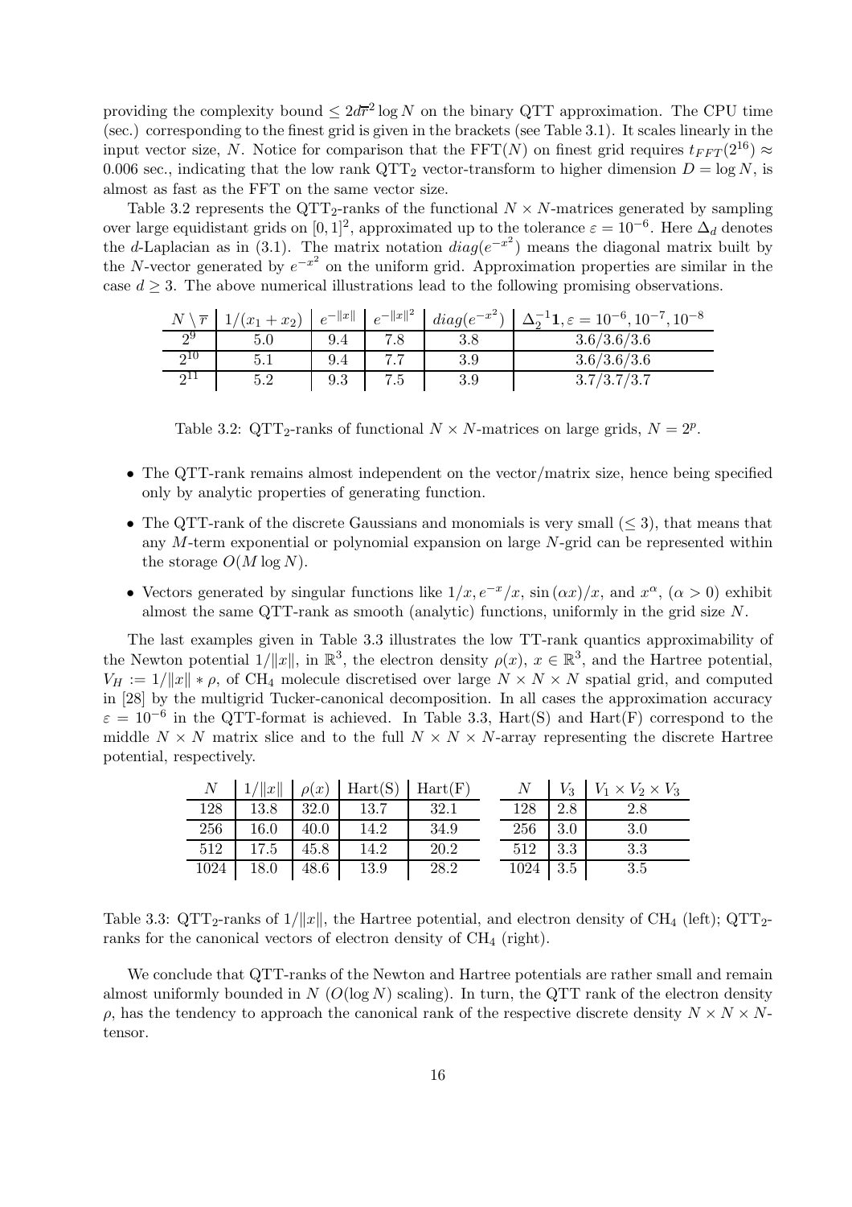providing the complexity bound $\leq 2d\overline{r}^2 \log N$ on the binary QTT approximation. The CPU time (sec.) corresponding to the finest grid is given in the brackets (see Table 3.1). It scales linearly in the input vector size, $N$. Notice for comparison that the FFT($N$) on finest grid requires $t_{FFT}(2^{16}) \approx 0.006$ sec., indicating that the low rank $\mathrm{QTT}_2$ vector-transform to higher dimension $D = \log N$, is almost as fast as the FFT on the same vector size.

Table 3.2 represents the $\mathrm{QTT}_2$-ranks of the functional $N \times N$-matrices generated by sampling over large equidistant grids on $[0,1]^2$, approximated up to the tolerance $\varepsilon = 10^{-6}$. Here $\Delta_d$ denotes the $d$-Laplacian as in (3.1). The matrix notation $diag(e^{-x^2})$ means the diagonal matrix built by the $N$-vector generated by $e^{-x^2}$ on the uniform grid. Approximation properties are similar in the case $d \geq 3$. The above numerical illustrations lead to the following promising observations.

| $N \setminus \overline{r}$ | $1/(x_1+x_2)$ | $e^{-\|x\|}$ | $e^{-\|x\|^2}$ | $diag(e^{-x^2})$ | $\Delta_2^{-1}\mathbf{1}, \varepsilon = 10^{-6}, 10^{-7}, 10^{-8}$ |
|---|---|---|---|---|---|
| $2^9$ | 5.0 | 9.4 | 7.8 | 3.8 | 3.6/3.6/3.6 |
| $2^{10}$ | 5.1 | 9.4 | 7.7 | 3.9 | 3.6/3.6/3.6 |
| $2^{11}$ | 5.2 | 9.3 | 7.5 | 3.9 | 3.7/3.7/3.7 |

Table 3.2: $\mathrm{QTT}_2$-ranks of functional $N \times N$-matrices on large grids, $N = 2^p$.

- The QTT-rank remains almost independent on the vector/matrix size, hence being specified only by analytic properties of generating function.
- The QTT-rank of the discrete Gaussians and monomials is very small ($\leq 3$), that means that any $M$-term exponential or polynomial expansion on large $N$-grid can be represented within the storage $O(M \log N)$.
- Vectors generated by singular functions like $1/x, e^{-x}/x$, $\sin(\alpha x)/x$, and $x^\alpha$, ($\alpha > 0$) exhibit almost the same QTT-rank as smooth (analytic) functions, uniformly in the grid size $N$.

The last examples given in Table 3.3 illustrates the low TT-rank quantics approximability of the Newton potential $1/\|x\|$, in $\mathbb{R}^3$, the electron density $\rho(x)$, $x \in \mathbb{R}^3$, and the Hartree potential, $V_H := 1/\|x\| * \rho$, of $CH_4$ molecule discretised over large $N \times N \times N$ spatial grid, and computed in [28] by the multigrid Tucker-canonical decomposition. In all cases the approximation accuracy $\varepsilon = 10^{-6}$ in the QTT-format is achieved. In Table 3.3, Hart(S) and Hart(F) correspond to the middle $N \times N$ matrix slice and to the full $N \times N \times N$-array representing the discrete Hartree potential, respectively.

| $N$ | $1/\|x\|$ | $\rho(x)$ | Hart(S) | Hart(F) |
|---|---|---|---|---|
| 128 | 13.8 | 32.0 | 13.7 | 32.1 |
| 256 | 16.0 | 40.0 | 14.2 | 34.9 |
| 512 | 17.5 | 45.8 | 14.2 | 20.2 |
| 1024 | 18.0 | 48.6 | 13.9 | 28.2 |

| $N$ | $V_3$ | $V_1 \times V_2 \times V_3$ |
|---|---|---|
| 128 | 2.8 | 2.8 |
| 256 | 3.0 | 3.0 |
| 512 | 3.3 | 3.3 |
| 1024 | 3.5 | 3.5 |

Table 3.3: $\mathrm{QTT}_2$-ranks of $1/\|x\|$, the Hartree potential, and electron density of $CH_4$ (left); $\mathrm{QTT}_2$-ranks for the canonical vectors of electron density of $CH_4$ (right).

We conclude that QTT-ranks of the Newton and Hartree potentials are rather small and remain almost uniformly bounded in $N$ ($O(\log N)$ scaling). In turn, the QTT rank of the electron density $\rho$, has the tendency to approach the canonical rank of the respective discrete density $N \times N \times N$-tensor.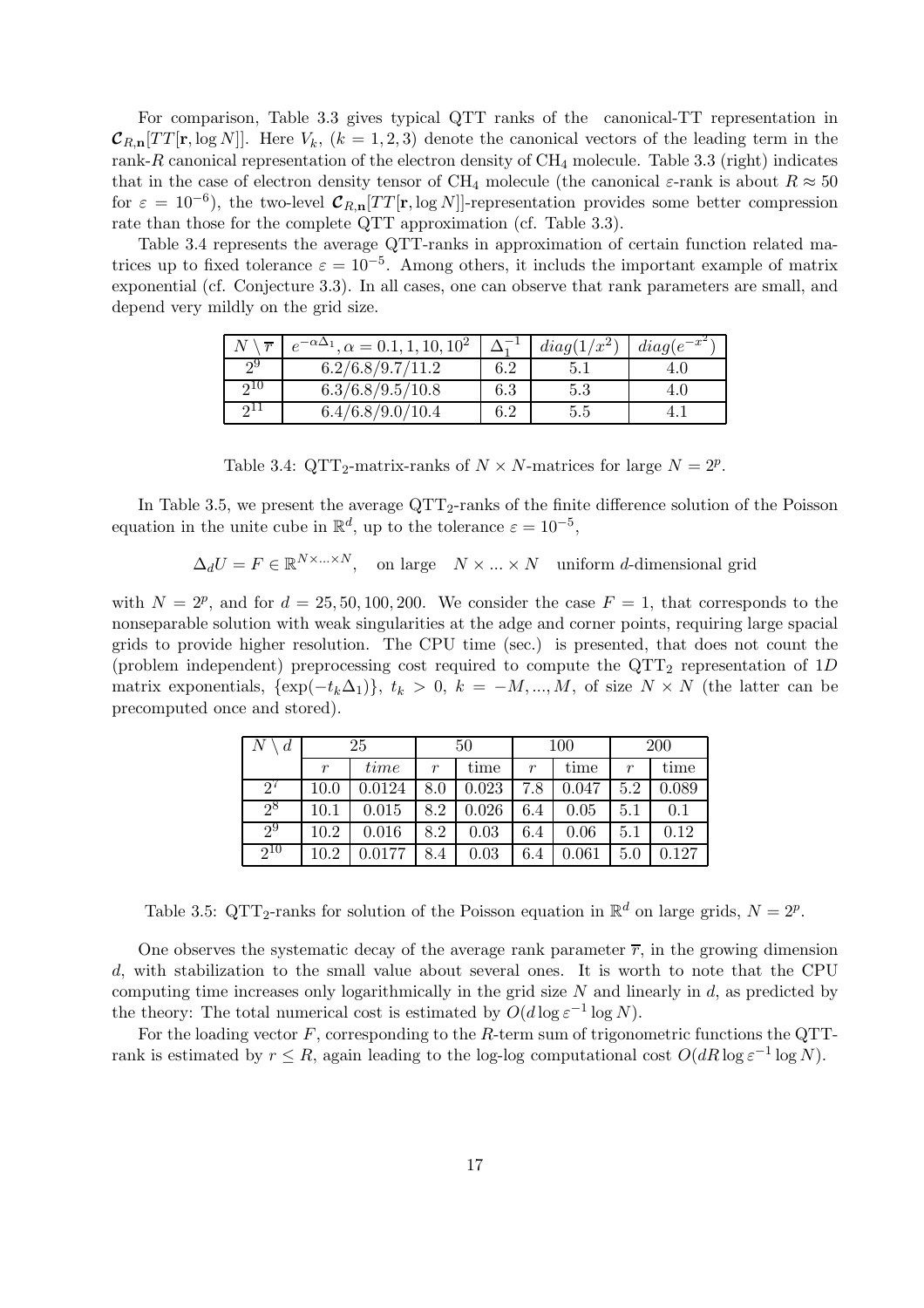For comparison, Table 3.3 gives typical QTT ranks of the canonical-TT representation in $\boldsymbol{\mathcal{C}}_{R,\mathbf{n}}[TT[\mathbf{r}, \log N]]$. Here $V_k$, $(k = 1, 2, 3)$ denote the canonical vectors of the leading term in the rank-$R$ canonical representation of the electron density of $CH_4$ molecule. Table 3.3 (right) indicates that in the case of electron density tensor of $CH_4$ molecule (the canonical $\varepsilon$-rank is about $R \approx 50$ for $\varepsilon = 10^{-6}$), the two-level $\boldsymbol{\mathcal{C}}_{R,\mathbf{n}}[TT[\mathbf{r}, \log N]]$-representation provides some better compression rate than those for the complete QTT approximation (cf. Table 3.3).

Table 3.4 represents the average QTT-ranks in approximation of certain function related matrices up to fixed tolerance $\varepsilon = 10^{-5}$. Among others, it includs the important example of matrix exponential (cf. Conjecture 3.3). In all cases, one can observe that rank parameters are small, and depend very mildly on the grid size.

| $N \setminus \overline{r}$ | $e^{-\alpha\Delta_1}, \alpha = 0.1, 1, 10, 10^2$ | $\Delta_1^{-1}$ | $diag(1/x^2)$ | $diag(e^{-x^2})$ |
|---|---|---|---|---|
| $2^9$ | 6.2/6.8/9.7/11.2 | 6.2 | 5.1 | 4.0 |
| $2^{10}$ | 6.3/6.8/9.5/10.8 | 6.3 | 5.3 | 4.0 |
| $2^{11}$ | 6.4/6.8/9.0/10.4 | 6.2 | 5.5 | 4.1 |

Table 3.4: $\text{QTT}_2$-matrix-ranks of $N \times N$-matrices for large $N = 2^p$.

In Table 3.5, we present the average $\text{QTT}_2$-ranks of the finite difference solution of the Poisson equation in the unite cube in $\mathbb{R}^d$, up to the tolerance $\varepsilon = 10^{-5}$,

$$\Delta_d U = F \in \mathbb{R}^{N \times \ldots \times N}, \quad \text{on large} \quad N \times \ldots \times N \quad \text{uniform } d\text{-dimensional grid}$$

with $N = 2^p$, and for $d = 25, 50, 100, 200$. We consider the case $F = 1$, that corresponds to the nonseparable solution with weak singularities at the adge and corner points, requiring large spacial grids to provide higher resolution. The CPU time (sec.) is presented, that does not count the (problem independent) preprocessing cost required to compute the $\text{QTT}_2$ representation of $1D$ matrix exponentials, $\{\exp(-t_k\Delta_1)\}$, $t_k > 0$, $k = -M, \ldots, M$, of size $N \times N$ (the latter can be precomputed once and stored).

| $N \setminus d$ | 25 | | 50 | | 100 | | 200 | |
|---|---|---|---|---|---|---|---|---|
| | $r$ | $time$ | $r$ | time | $r$ | time | $r$ | time |
| $2^7$ | 10.0 | 0.0124 | 8.0 | 0.023 | 7.8 | 0.047 | 5.2 | 0.089 |
| $2^8$ | 10.1 | 0.015 | 8.2 | 0.026 | 6.4 | 0.05 | 5.1 | 0.1 |
| $2^9$ | 10.2 | 0.016 | 8.2 | 0.03 | 6.4 | 0.06 | 5.1 | 0.12 |
| $2^{10}$ | 10.2 | 0.0177 | 8.4 | 0.03 | 6.4 | 0.061 | 5.0 | 0.127 |

Table 3.5: $\text{QTT}_2$-ranks for solution of the Poisson equation in $\mathbb{R}^d$ on large grids, $N = 2^p$.

One observes the systematic decay of the average rank parameter $\overline{r}$, in the growing dimension $d$, with stabilization to the small value about several ones. It is worth to note that the CPU computing time increases only logarithmically in the grid size $N$ and linearly in $d$, as predicted by the theory: The total numerical cost is estimated by $O(d \log \varepsilon^{-1} \log N)$.

For the loading vector $F$, corresponding to the $R$-term sum of trigonometric functions the QTT-rank is estimated by $r \leq R$, again leading to the log-log computational cost $O(dR \log \varepsilon^{-1} \log N)$.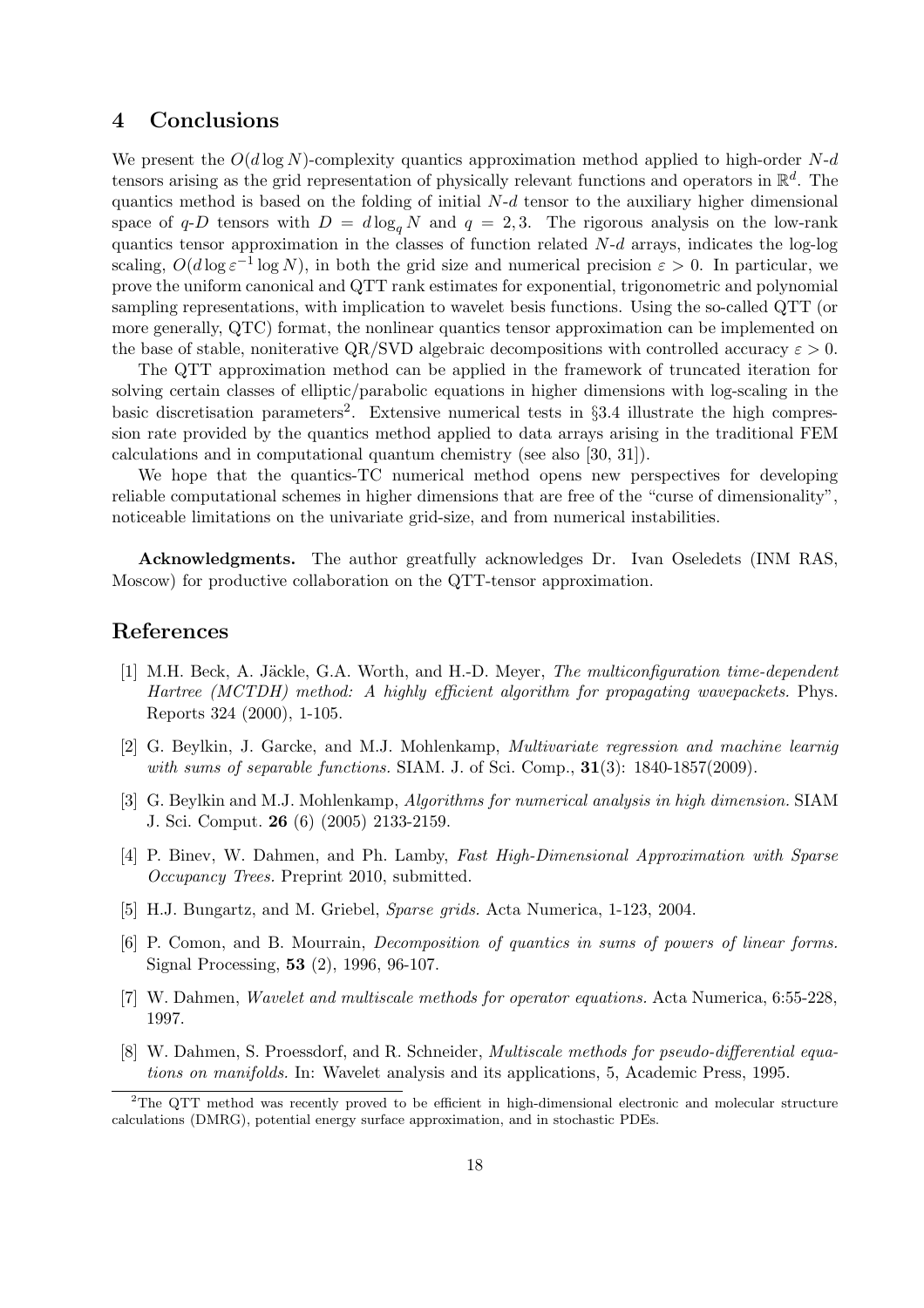## 4 Conclusions

We present the $O(d \log N)$-complexity quantics approximation method applied to high-order $N$-$d$ tensors arising as the grid representation of physically relevant functions and operators in $\mathbb{R}^d$. The quantics method is based on the folding of initial $N$-$d$ tensor to the auxiliary higher dimensional space of $q$-$D$ tensors with $D = d \log_q N$ and $q = 2, 3$. The rigorous analysis on the low-rank quantics tensor approximation in the classes of function related $N$-$d$ arrays, indicates the log-log scaling, $O(d \log \varepsilon^{-1} \log N)$, in both the grid size and numerical precision $\varepsilon > 0$. In particular, we prove the uniform canonical and QTT rank estimates for exponential, trigonometric and polynomial sampling representations, with implication to wavelet besis functions. Using the so-called QTT (or more generally, QTC) format, the nonlinear quantics tensor approximation can be implemented on the base of stable, noniterative QR/SVD algebraic decompositions with controlled accuracy $\varepsilon > 0$.

The QTT approximation method can be applied in the framework of truncated iteration for solving certain classes of elliptic/parabolic equations in higher dimensions with log-scaling in the basic discretisation parameters[2]. Extensive numerical tests in §3.4 illustrate the high compression rate provided by the quantics method applied to data arrays arising in the traditional FEM calculations and in computational quantum chemistry (see also [30, 31]).

We hope that the quantics-TC numerical method opens new perspectives for developing reliable computational schemes in higher dimensions that are free of the "curse of dimensionality", noticeable limitations on the univariate grid-size, and from numerical instabilities.

**Acknowledgments.** The author greatfully acknowledges Dr. Ivan Oseledets (INM RAS, Moscow) for productive collaboration on the QTT-tensor approximation.

# References

[1] M.H. Beck, A. Jäckle, G.A. Worth, and H.-D. Meyer, *The multiconfiguration time-dependent Hartree (MCTDH) method: A highly efficient algorithm for propagating wavepackets.* Phys. Reports 324 (2000), 1-105.

[2] G. Beylkin, J. Garcke, and M.J. Mohlenkamp, *Multivariate regression and machine learnig with sums of separable functions.* SIAM. J. of Sci. Comp., **31**(3): 1840-1857(2009).

[3] G. Beylkin and M.J. Mohlenkamp, *Algorithms for numerical analysis in high dimension.* SIAM J. Sci. Comput. **26** (6) (2005) 2133-2159.

[4] P. Binev, W. Dahmen, and Ph. Lamby, *Fast High-Dimensional Approximation with Sparse Occupancy Trees.* Preprint 2010, submitted.

[5] H.J. Bungartz, and M. Griebel, *Sparse grids.* Acta Numerica, 1-123, 2004.

[6] P. Comon, and B. Mourrain, *Decomposition of quantics in sums of powers of linear forms.* Signal Processing, **53** (2), 1996, 96-107.

[7] W. Dahmen, *Wavelet and multiscale methods for operator equations.* Acta Numerica, 6:55-228, 1997.

[8] W. Dahmen, S. Proessdorf, and R. Schneider, *Multiscale methods for pseudo-differential equations on manifolds.* In: Wavelet analysis and its applications, 5, Academic Press, 1995.

[2] The QTT method was recently proved to be efficient in high-dimensional electronic and molecular structure calculations (DMRG), potential energy surface approximation, and in stochastic PDEs.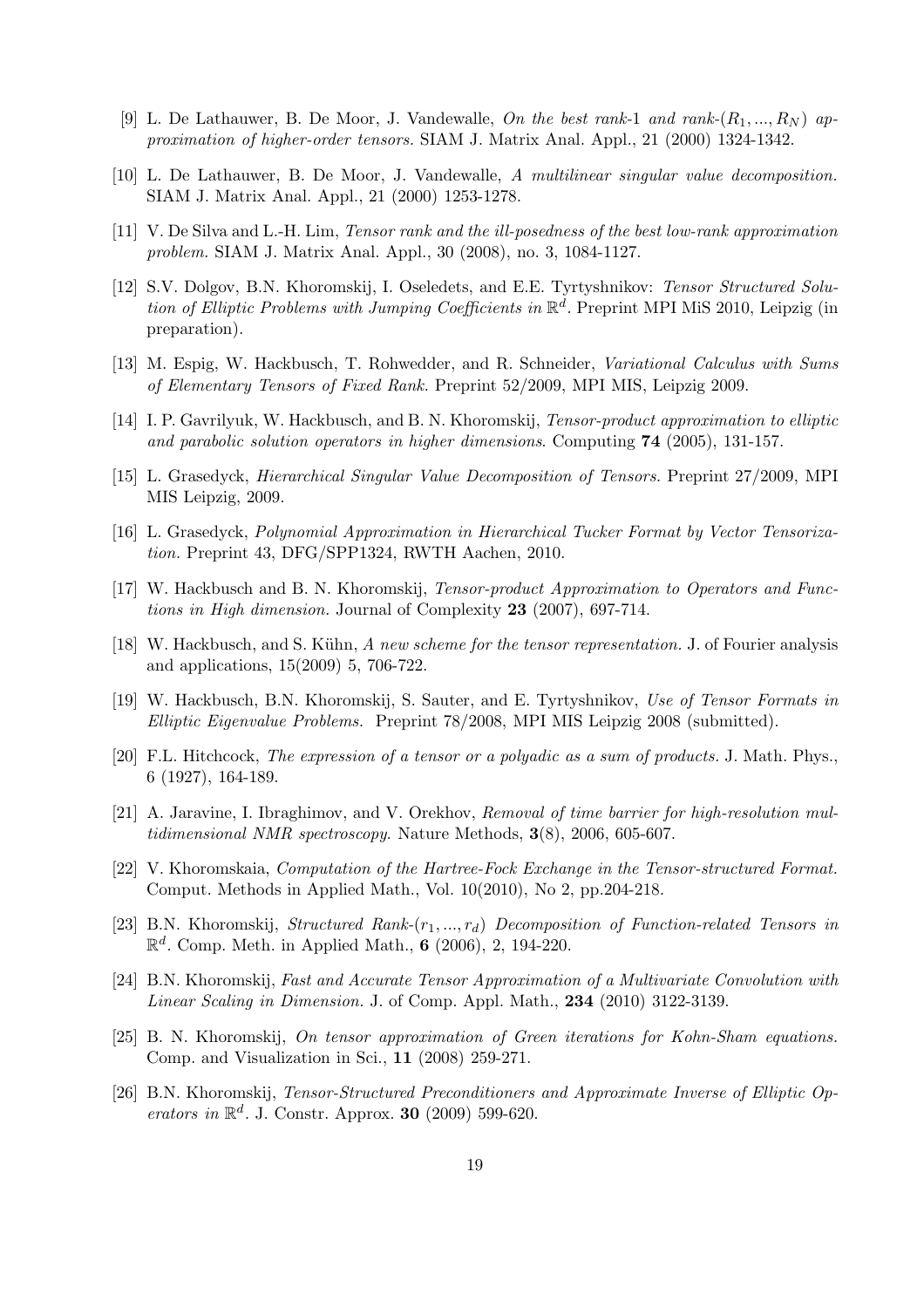[9] L. De Lathauwer, B. De Moor, J. Vandewalle, *On the best rank-1 and rank-$(R_1, ..., R_N)$ approximation of higher-order tensors.* SIAM J. Matrix Anal. Appl., 21 (2000) 1324-1342.

[10] L. De Lathauwer, B. De Moor, J. Vandewalle, *A multilinear singular value decomposition.* SIAM J. Matrix Anal. Appl., 21 (2000) 1253-1278.

[11] V. De Silva and L.-H. Lim, *Tensor rank and the ill-posedness of the best low-rank approximation problem.* SIAM J. Matrix Anal. Appl., 30 (2008), no. 3, 1084-1127.

[12] S.V. Dolgov, B.N. Khoromskij, I. Oseledets, and E.E. Tyrtyshnikov: *Tensor Structured Solution of Elliptic Problems with Jumping Coefficients in $\mathbb{R}^d$.* Preprint MPI MiS 2010, Leipzig (in preparation).

[13] M. Espig, W. Hackbusch, T. Rohwedder, and R. Schneider, *Variational Calculus with Sums of Elementary Tensors of Fixed Rank.* Preprint 52/2009, MPI MIS, Leipzig 2009.

[14] I. P. Gavrilyuk, W. Hackbusch, and B. N. Khoromskij, *Tensor-product approximation to elliptic and parabolic solution operators in higher dimensions*. Computing **74** (2005), 131-157.

[15] L. Grasedyck, *Hierarchical Singular Value Decomposition of Tensors.* Preprint 27/2009, MPI MIS Leipzig, 2009.

[16] L. Grasedyck, *Polynomial Approximation in Hierarchical Tucker Format by Vector Tensorization.* Preprint 43, DFG/SPP1324, RWTH Aachen, 2010.

[17] W. Hackbusch and B. N. Khoromskij, *Tensor-product Approximation to Operators and Functions in High dimension.* Journal of Complexity **23** (2007), 697-714.

[18] W. Hackbusch, and S. Kühn, *A new scheme for the tensor representation.* J. of Fourier analysis and applications, 15(2009) 5, 706-722.

[19] W. Hackbusch, B.N. Khoromskij, S. Sauter, and E. Tyrtyshnikov, *Use of Tensor Formats in Elliptic Eigenvalue Problems.* Preprint 78/2008, MPI MIS Leipzig 2008 (submitted).

[20] F.L. Hitchcock, *The expression of a tensor or a polyadic as a sum of products.* J. Math. Phys., 6 (1927), 164-189.

[21] A. Jaravine, I. Ibraghimov, and V. Orekhov, *Removal of time barrier for high-resolution multidimensional NMR spectroscopy*. Nature Methods, **3**(8), 2006, 605-607.

[22] V. Khoromskaia, *Computation of the Hartree-Fock Exchange in the Tensor-structured Format.* Comput. Methods in Applied Math., Vol. 10(2010), No 2, pp.204-218.

[23] B.N. Khoromskij, *Structured Rank-$(r_1, ..., r_d)$ Decomposition of Function-related Tensors in $\mathbb{R}^d$.* Comp. Meth. in Applied Math., **6** (2006), 2, 194-220.

[24] B.N. Khoromskij, *Fast and Accurate Tensor Approximation of a Multivariate Convolution with Linear Scaling in Dimension.* J. of Comp. Appl. Math., **234** (2010) 3122-3139.

[25] B. N. Khoromskij, *On tensor approximation of Green iterations for Kohn-Sham equations.* Comp. and Visualization in Sci., **11** (2008) 259-271.

[26] B.N. Khoromskij, *Tensor-Structured Preconditioners and Approximate Inverse of Elliptic Operators in $\mathbb{R}^d$.* J. Constr. Approx. **30** (2009) 599-620.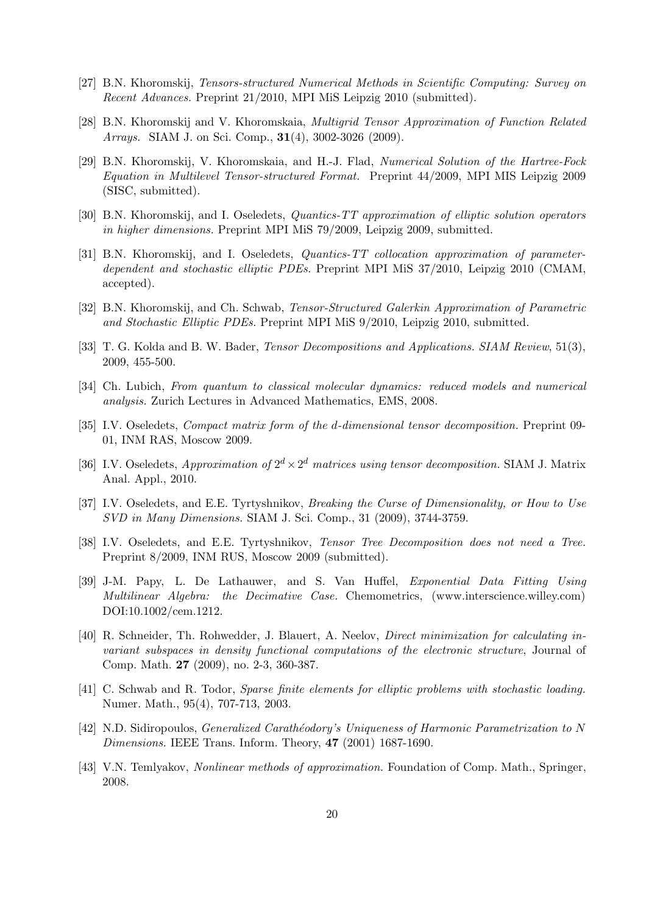[27] B.N. Khoromskij, *Tensors-structured Numerical Methods in Scientific Computing: Survey on Recent Advances.* Preprint 21/2010, MPI MiS Leipzig 2010 (submitted).

[28] B.N. Khoromskij and V. Khoromskaia, *Multigrid Tensor Approximation of Function Related Arrays.* SIAM J. on Sci. Comp., **31**(4), 3002-3026 (2009).

[29] B.N. Khoromskij, V. Khoromskaia, and H.-J. Flad, *Numerical Solution of the Hartree-Fock Equation in Multilevel Tensor-structured Format.* Preprint 44/2009, MPI MIS Leipzig 2009 (SISC, submitted).

[30] B.N. Khoromskij, and I. Oseledets, *Quantics-TT approximation of elliptic solution operators in higher dimensions.* Preprint MPI MiS 79/2009, Leipzig 2009, submitted.

[31] B.N. Khoromskij, and I. Oseledets, *Quantics-TT collocation approximation of parameter-dependent and stochastic elliptic PDEs.* Preprint MPI MiS 37/2010, Leipzig 2010 (CMAM, accepted).

[32] B.N. Khoromskij, and Ch. Schwab, *Tensor-Structured Galerkin Approximation of Parametric and Stochastic Elliptic PDEs.* Preprint MPI MiS 9/2010, Leipzig 2010, submitted.

[33] T. G. Kolda and B. W. Bader, *Tensor Decompositions and Applications. SIAM Review*, 51(3), 2009, 455-500.

[34] Ch. Lubich, *From quantum to classical molecular dynamics: reduced models and numerical analysis.* Zurich Lectures in Advanced Mathematics, EMS, 2008.

[35] I.V. Oseledets, *Compact matrix form of the d-dimensional tensor decomposition.* Preprint 09-01, INM RAS, Moscow 2009.

[36] I.V. Oseledets, *Approximation of $2^d \times 2^d$ matrices using tensor decomposition.* SIAM J. Matrix Anal. Appl., 2010.

[37] I.V. Oseledets, and E.E. Tyrtyshnikov, *Breaking the Curse of Dimensionality, or How to Use SVD in Many Dimensions.* SIAM J. Sci. Comp., 31 (2009), 3744-3759.

[38] I.V. Oseledets, and E.E. Tyrtyshnikov, *Tensor Tree Decomposition does not need a Tree.* Preprint 8/2009, INM RUS, Moscow 2009 (submitted).

[39] J-M. Papy, L. De Lathauwer, and S. Van Huffel, *Exponential Data Fitting Using Multilinear Algebra: the Decimative Case.* Chemometrics, (www.interscience.willey.com) DOI:10.1002/cem.1212.

[40] R. Schneider, Th. Rohwedder, J. Blauert, A. Neelov, *Direct minimization for calculating invariant subspaces in density functional computations of the electronic structure*, Journal of Comp. Math. **27** (2009), no. 2-3, 360-387.

[41] C. Schwab and R. Todor, *Sparse finite elements for elliptic problems with stochastic loading.* Numer. Math., 95(4), 707-713, 2003.

[42] N.D. Sidiropoulos, *Generalized Carathéodory's Uniqueness of Harmonic Parametrization to N Dimensions.* IEEE Trans. Inform. Theory, **47** (2001) 1687-1690.

[43] V.N. Temlyakov, *Nonlinear methods of approximation.* Foundation of Comp. Math., Springer, 2008.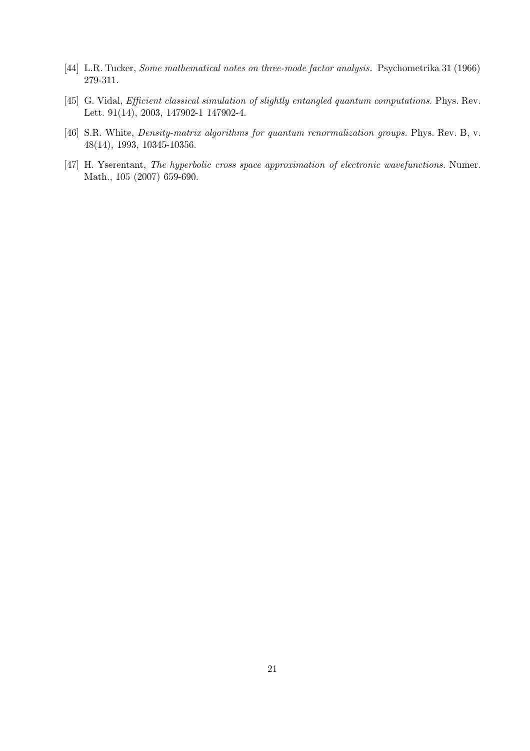[44] L.R. Tucker, *Some mathematical notes on three-mode factor analysis.* Psychometrika 31 (1966) 279-311.

[45] G. Vidal, *Efficient classical simulation of slightly entangled quantum computations.* Phys. Rev. Lett. 91(14), 2003, 147902-1 147902-4.

[46] S.R. White, *Density-matrix algorithms for quantum renormalization groups.* Phys. Rev. B, v. 48(14), 1993, 10345-10356.

[47] H. Yserentant, *The hyperbolic cross space approximation of electronic wavefunctions.* Numer. Math., 105 (2007) 659-690.